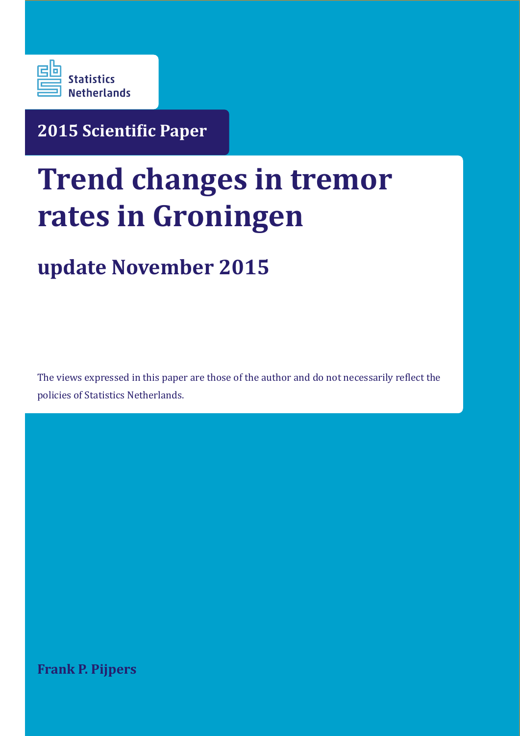Statistics Netherlands

2015 Scientific Paper

# Trend changes in tremor rates in Groningen

## update November 2015

The views expressed in this paper are those of the author and do not necessarily reflect the policies of Statistics Netherlands.

**Frank P. Pijpers**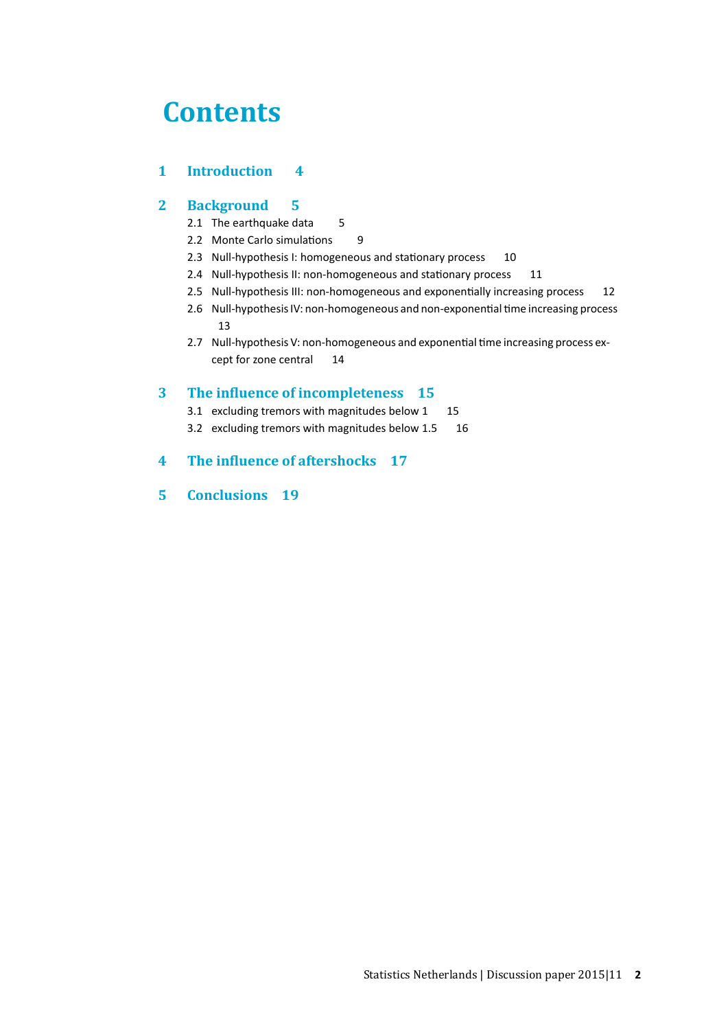# Contents

**1 Introduction 4**

**2 Background 5**

- 2.1 The earthquake data 5
- 2.2 Monte Carlo simulations 9
- 2.3 Null-hypothesis I: homogeneous and stationary process 10
- 2.4 Null-hypothesis II: non-homogeneous and stationary process 11
- 2.5 Null-hypothesis III: non-homogeneous and exponentially increasing process 12
- 2.6 Null-hypothesis IV: non-homogeneous and non-exponential time increasing process 13
- 2.7 Null-hypothesis V: non-homogeneous and exponential time increasing process except for zone central 14

**3 The influence of incompleteness 15**

- 3.1 excluding tremors with magnitudes below 1 15
- 3.2 excluding tremors with magnitudes below 1.5 16

**4 The influence of aftershocks 17**

**5 Conclusions 19**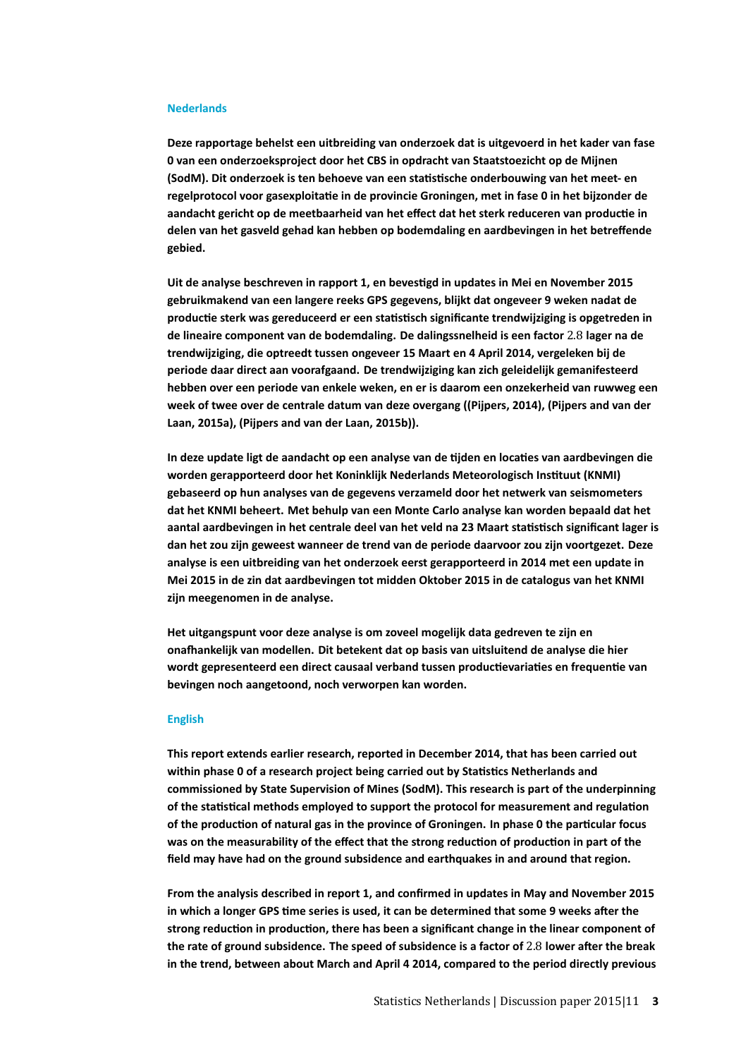### Nederlands

**Deze rapportage behelst een uitbreiding van onderzoek dat is uitgevoerd in het kader van fase 0 van een onderzoeksproject door het CBS in opdracht van Staatstoezicht op de Mijnen (SodM). Dit onderzoek is ten behoeve van een statistische onderbouwing van het meet- en regelprotocol voor gasexploitatie in de provincie Groningen, met in fase 0 in het bijzonder de aandacht gericht op de meetbaarheid van het effect dat het sterk reduceren van productie in delen van het gasveld gehad kan hebben op bodemdaling en aardbevingen in het betreffende gebied.**

**Uit de analyse beschreven in rapport 1, en bevestigd in updates in Mei en November 2015 gebruikmakend van een langere reeks GPS gegevens, blijkt dat ongeveer 9 weken nadat de productie sterk was gereduceerd er een statistisch significante trendwijziging is opgetreden in de lineaire component van de bodemdaling. De dalingssnelheid is een factor 2.8 lager na de trendwijziging, die optreedt tussen ongeveer 15 Maart en 4 April 2014, vergeleken bij de periode daar direct aan voorafgaand. De trendwijziging kan zich geleidelijk gemanifesteerd hebben over een periode van enkele weken, en er is daarom een onzekerheid van ruwweg een week of twee over de centrale datum van deze overgang ((Pijpers, 2014), (Pijpers and van der Laan, 2015a), (Pijpers and van der Laan, 2015b)).**

**In deze update ligt de aandacht op een analyse van de tijden en locaties van aardbevingen die worden gerapporteerd door het Koninklijk Nederlands Meteorologisch Instituut (KNMI) gebaseerd op hun analyses van de gegevens verzameld door het netwerk van seismometers dat het KNMI beheert. Met behulp van een Monte Carlo analyse kan worden bepaald dat het aantal aardbevingen in het centrale deel van het veld na 23 Maart statistisch significant lager is dan het zou zijn geweest wanneer de trend van de periode daarvoor zou zijn voortgezet. Deze analyse is een uitbreiding van het onderzoek eerst gerapporteerd in 2014 met een update in Mei 2015 in de zin dat aardbevingen tot midden Oktober 2015 in de catalogus van het KNMI zijn meegenomen in de analyse.**

**Het uitgangspunt voor deze analyse is om zoveel mogelijk data gedreven te zijn en onafhankelijk van modellen. Dit betekent dat op basis van uitsluitend de analyse die hier wordt gepresenteerd een direct causaal verband tussen productievariaties en frequentie van bevingen noch aangetoond, noch verworpen kan worden.**

### English

**This report extends earlier research, reported in December 2014, that has been carried out within phase 0 of a research project being carried out by Statistics Netherlands and commissioned by State Supervision of Mines (SodM). This research is part of the underpinning of the statistical methods employed to support the protocol for measurement and regulation of the production of natural gas in the province of Groningen. In phase 0 the particular focus was on the measurability of the effect that the strong reduction of production in part of the field may have had on the ground subsidence and earthquakes in and around that region.**

**From the analysis described in report 1, and confirmed in updates in May and November 2015 in which a longer GPS time series is used, it can be determined that some 9 weeks after the strong reduction in production, there has been a significant change in the linear component of the rate of ground subsidence. The speed of subsidence is a factor of 2.8 lower after the break in the trend, between about March and April 4 2014, compared to the period directly previous**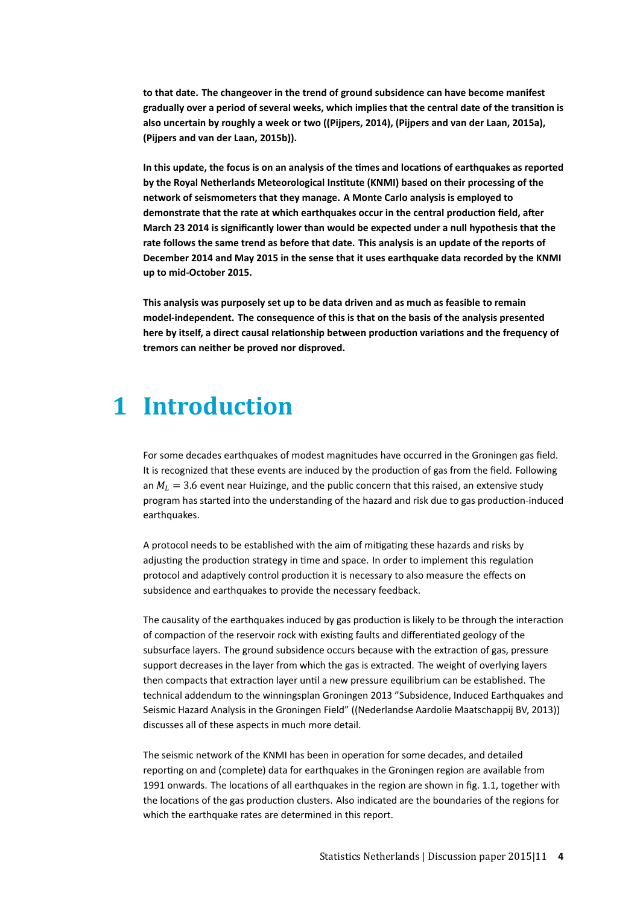**to that date. The changeover in the trend of ground subsidence can have become manifest gradually over a period of several weeks, which implies that the central date of the transition is also uncertain by roughly a week or two ((Pijpers, 2014), (Pijpers and van der Laan, 2015a), (Pijpers and van der Laan, 2015b)).**

**In this update, the focus is on an analysis of the times and locations of earthquakes as reported by the Royal Netherlands Meteorological Institute (KNMI) based on their processing of the network of seismometers that they manage. A Monte Carlo analysis is employed to demonstrate that the rate at which earthquakes occur in the central production field, after March 23 2014 is significantly lower than would be expected under a null hypothesis that the rate follows the same trend as before that date. This analysis is an update of the reports of December 2014 and May 2015 in the sense that it uses earthquake data recorded by the KNMI up to mid-October 2015.**

**This analysis was purposely set up to be data driven and as much as feasible to remain model-independent. The consequence of this is that on the basis of the analysis presented here by itself, a direct causal relationship between production variations and the frequency of tremors can neither be proved nor disproved.**

# 1 Introduction

For some decades earthquakes of modest magnitudes have occurred in the Groningen gas field. It is recognized that these events are induced by the production of gas from the field. Following an $M_L = 3.6$ event near Huizinge, and the public concern that this raised, an extensive study program has started into the understanding of the hazard and risk due to gas production-induced earthquakes.

A protocol needs to be established with the aim of mitigating these hazards and risks by adjusting the production strategy in time and space. In order to implement this regulation protocol and adaptively control production it is necessary to also measure the effects on subsidence and earthquakes to provide the necessary feedback.

The causality of the earthquakes induced by gas production is likely to be through the interaction of compaction of the reservoir rock with existing faults and differentiated geology of the subsurface layers. The ground subsidence occurs because with the extraction of gas, pressure support decreases in the layer from which the gas is extracted. The weight of overlying layers then compacts that extraction layer until a new pressure equilibrium can be established. The technical addendum to the winningsplan Groningen 2013 "Subsidence, Induced Earthquakes and Seismic Hazard Analysis in the Groningen Field" ((Nederlandse Aardolie Maatschappij BV, 2013)) discusses all of these aspects in much more detail.

The seismic network of the KNMI has been in operation for some decades, and detailed reporting on and (complete) data for earthquakes in the Groningen region are available from 1991 onwards. The locations of all earthquakes in the region are shown in fig. 1.1, together with the locations of the gas production clusters. Also indicated are the boundaries of the regions for which the earthquake rates are determined in this report.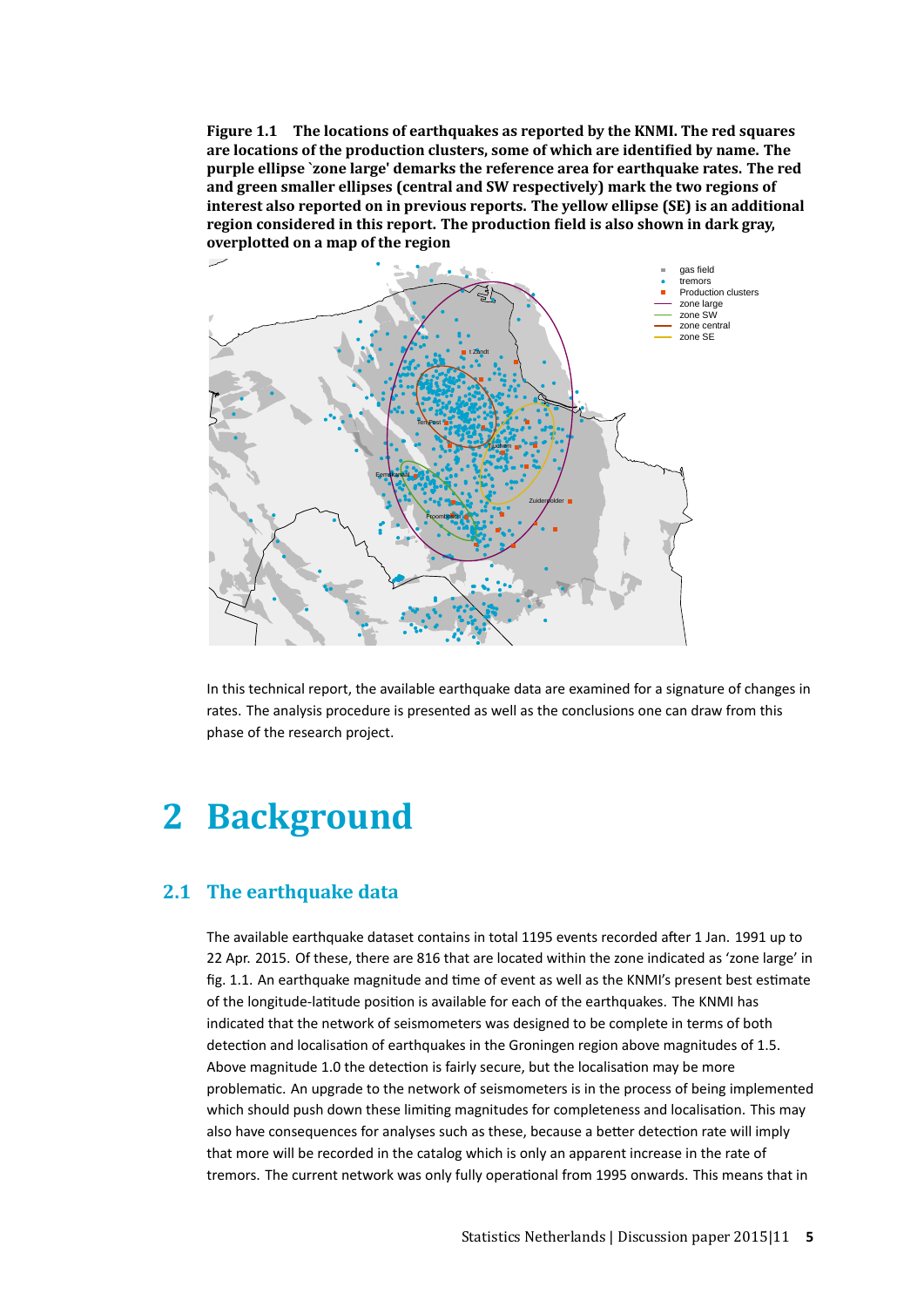**Figure 1.1 The locations of earthquakes as reported by the KNMI. The red squares are locations of the production clusters, some of which are identified by name. The purple ellipse `zone large' demarks the reference area for earthquake rates. The red and green smaller ellipses (central and SW respectively) mark the two regions of interest also reported on in previous reports. The yellow ellipse (SE) is an additional region considered in this report. The production field is also shown in dark gray, overplotted on a map of the region**

In this technical report, the available earthquake data are examined for a signature of changes in rates. The analysis procedure is presented as well as the conclusions one can draw from this phase of the research project.

# 2 Background

## 2.1 The earthquake data

The available earthquake dataset contains in total 1195 events recorded after 1 Jan. 1991 up to 22 Apr. 2015. Of these, there are 816 that are located within the zone indicated as 'zone large' in fig. 1.1. An earthquake magnitude and time of event as well as the KNMI's present best estimate of the longitude-latitude position is available for each of the earthquakes. The KNMI has indicated that the network of seismometers was designed to be complete in terms of both detection and localisation of earthquakes in the Groningen region above magnitudes of 1.5. Above magnitude 1.0 the detection is fairly secure, but the localisation may be more problematic. An upgrade to the network of seismometers is in the process of being implemented which should push down these limiting magnitudes for completeness and localisation. This may also have consequences for analyses such as these, because a better detection rate will imply that more will be recorded in the catalog which is only an apparent increase in the rate of tremors. The current network was only fully operational from 1995 onwards. This means that in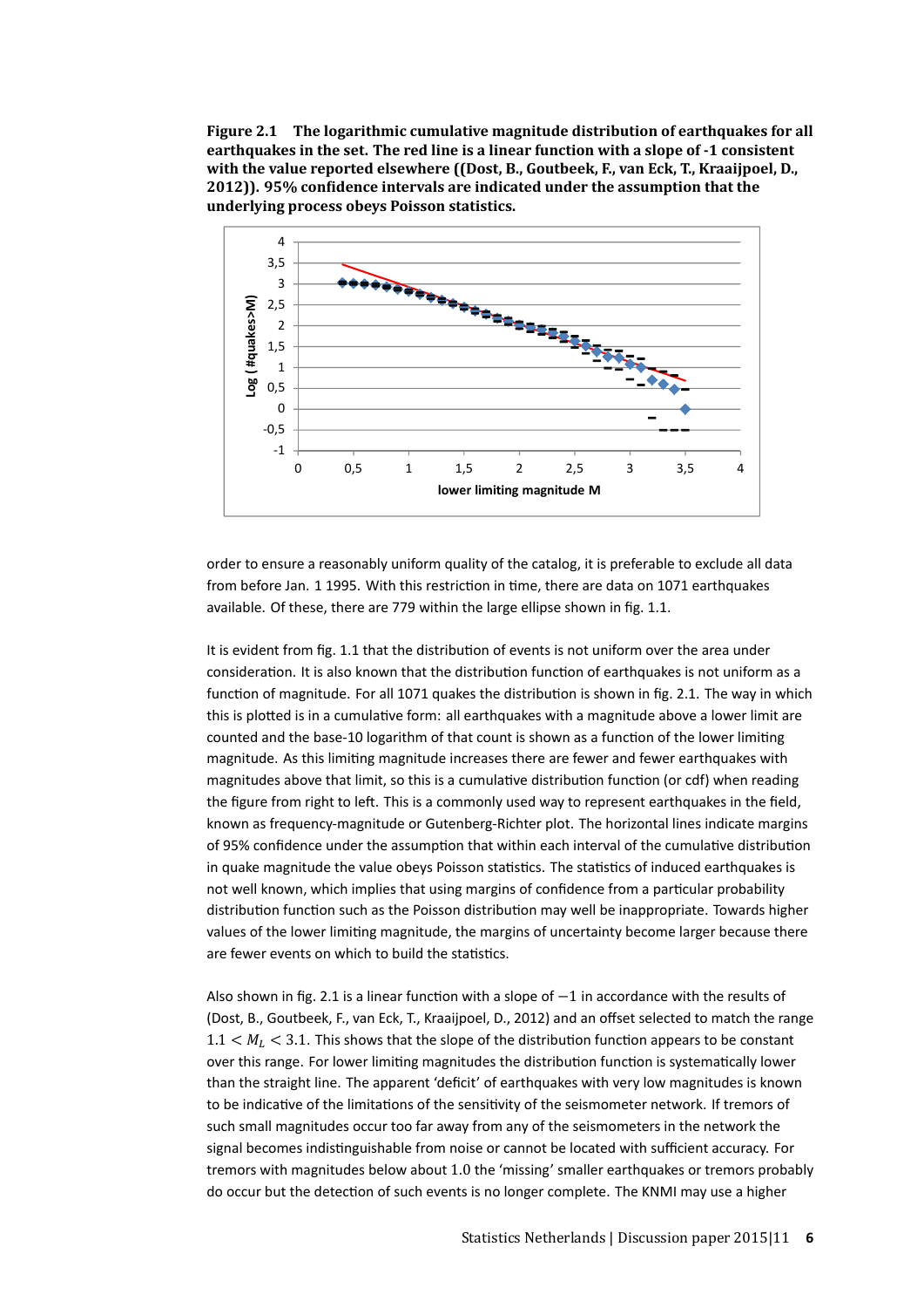**Figure 2.1 The logarithmic cumulative magnitude distribution of earthquakes for all earthquakes in the set. The red line is a linear function with a slope of -1 consistent with the value reported elsewhere ((Dost, B., Goutbeek, F., van Eck, T., Kraaijpoel, D., 2012)). 95% confidence intervals are indicated under the assumption that the underlying process obeys Poisson statistics.**

order to ensure a reasonably uniform quality of the catalog, it is preferable to exclude all data from before Jan. 1 1995. With this restriction in time, there are data on 1071 earthquakes available. Of these, there are 779 within the large ellipse shown in fig. 1.1.

It is evident from fig. 1.1 that the distribution of events is not uniform over the area under consideration. It is also known that the distribution function of earthquakes is not uniform as a function of magnitude. For all 1071 quakes the distribution is shown in fig. 2.1. The way in which this is plotted is in a cumulative form: all earthquakes with a magnitude above a lower limit are counted and the base-10 logarithm of that count is shown as a function of the lower limiting magnitude. As this limiting magnitude increases there are fewer and fewer earthquakes with magnitudes above that limit, so this is a cumulative distribution function (or cdf) when reading the figure from right to left. This is a commonly used way to represent earthquakes in the field, known as frequency-magnitude or Gutenberg-Richter plot. The horizontal lines indicate margins of 95% confidence under the assumption that within each interval of the cumulative distribution in quake magnitude the value obeys Poisson statistics. The statistics of induced earthquakes is not well known, which implies that using margins of confidence from a particular probability distribution function such as the Poisson distribution may well be inappropriate. Towards higher values of the lower limiting magnitude, the margins of uncertainty become larger because there are fewer events on which to build the statistics.

Also shown in fig. 2.1 is a linear function with a slope of $-1$ in accordance with the results of (Dost, B., Goutbeek, F., van Eck, T., Kraaijpoel, D., 2012) and an offset selected to match the range $1.1 < M_L < 3.1$. This shows that the slope of the distribution function appears to be constant over this range. For lower limiting magnitudes the distribution function is systematically lower than the straight line. The apparent 'deficit' of earthquakes with very low magnitudes is known to be indicative of the limitations of the sensitivity of the seismometer network. If tremors of such small magnitudes occur too far away from any of the seismometers in the network the signal becomes indistinguishable from noise or cannot be located with sufficient accuracy. For tremors with magnitudes below about 1.0 the 'missing' smaller earthquakes or tremors probably do occur but the detection of such events is no longer complete. The KNMI may use a higher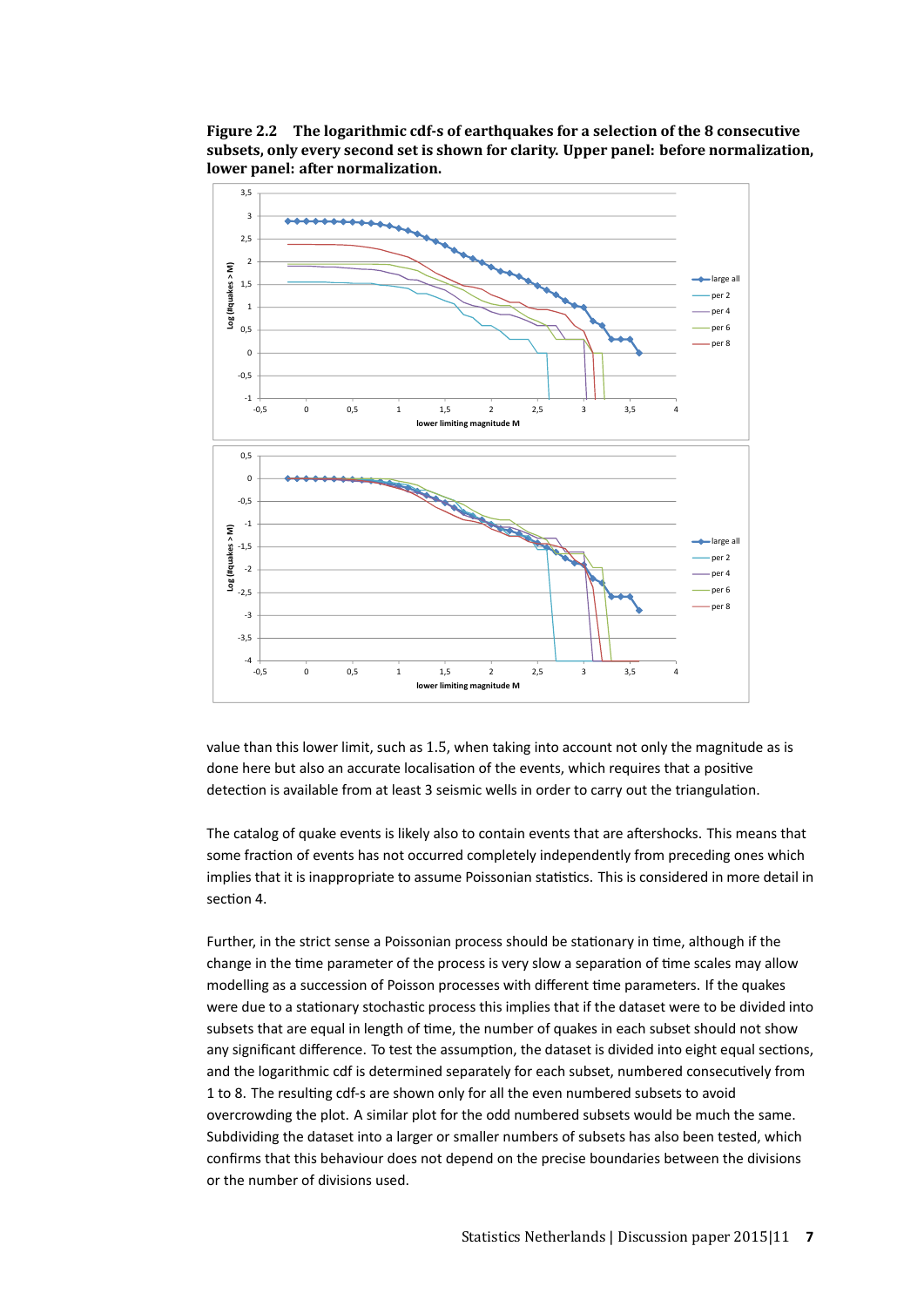**Figure 2.2 The logarithmic cdf-s of earthquakes for a selection of the 8 consecutive subsets, only every second set is shown for clarity. Upper panel: before normalization, lower panel: after normalization.**

value than this lower limit, such as 1.5, when taking into account not only the magnitude as is done here but also an accurate localisation of the events, which requires that a positive detection is available from at least 3 seismic wells in order to carry out the triangulation.

The catalog of quake events is likely also to contain events that are aftershocks. This means that some fraction of events has not occurred completely independently from preceding ones which implies that it is inappropriate to assume Poissonian statistics. This is considered in more detail in section 4.

Further, in the strict sense a Poissonian process should be stationary in time, although if the change in the time parameter of the process is very slow a separation of time scales may allow modelling as a succession of Poisson processes with different time parameters. If the quakes were due to a stationary stochastic process this implies that if the dataset were to be divided into subsets that are equal in length of time, the number of quakes in each subset should not show any significant difference. To test the assumption, the dataset is divided into eight equal sections, and the logarithmic cdf is determined separately for each subset, numbered consecutively from 1 to 8. The resulting cdf-s are shown only for all the even numbered subsets to avoid overcrowding the plot. A similar plot for the odd numbered subsets would be much the same. Subdividing the dataset into a larger or smaller numbers of subsets has also been tested, which confirms that this behaviour does not depend on the precise boundaries between the divisions or the number of divisions used.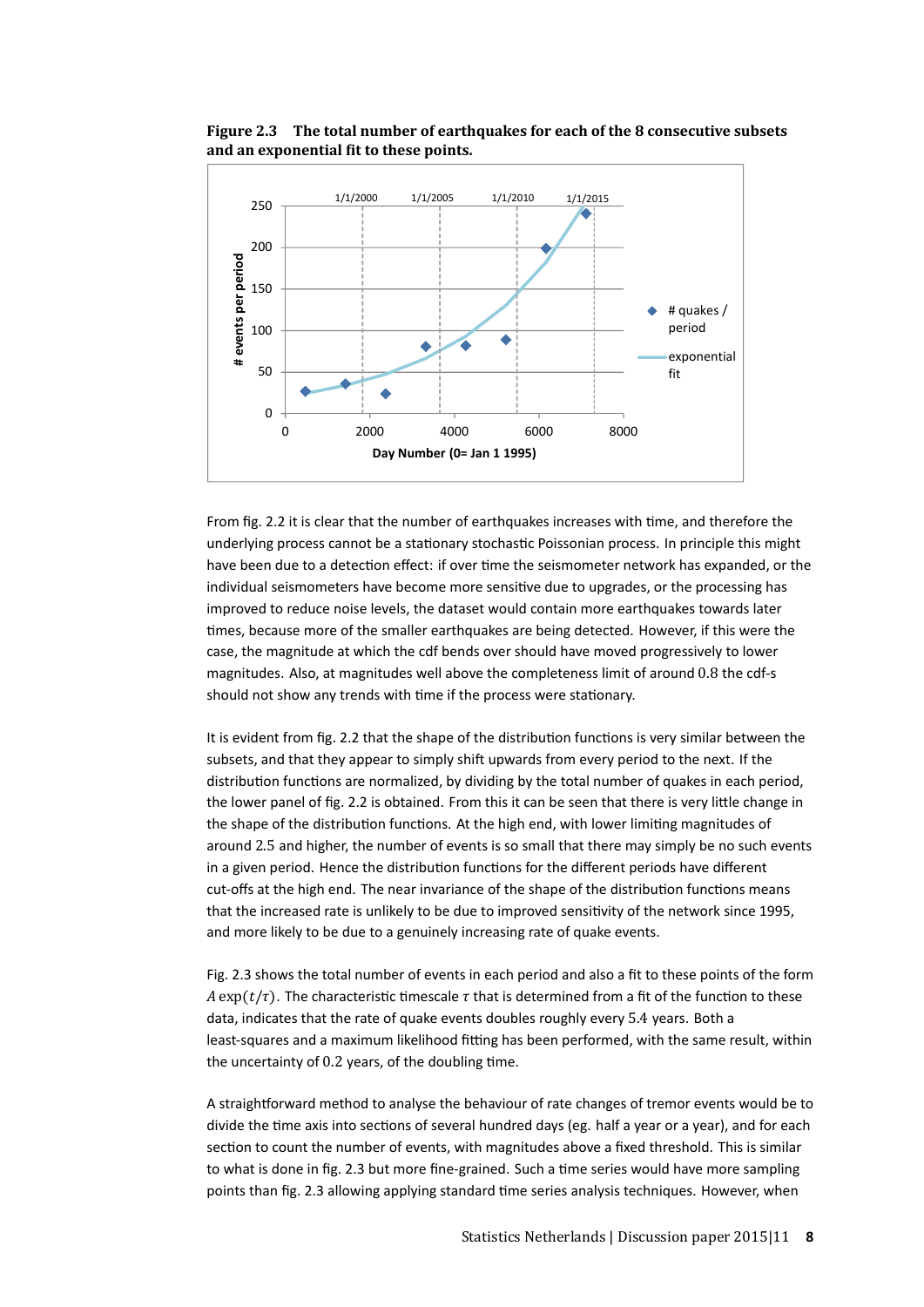**Figure 2.3 The total number of earthquakes for each of the 8 consecutive subsets and an exponential fit to these points.**

From fig. 2.2 it is clear that the number of earthquakes increases with time, and therefore the underlying process cannot be a stationary stochastic Poissonian process. In principle this might have been due to a detection effect: if over time the seismometer network has expanded, or the individual seismometers have become more sensitive due to upgrades, or the processing has improved to reduce noise levels, the dataset would contain more earthquakes towards later times, because more of the smaller earthquakes are being detected. However, if this were the case, the magnitude at which the cdf bends over should have moved progressively to lower magnitudes. Also, at magnitudes well above the completeness limit of around 0.8 the cdf-s should not show any trends with time if the process were stationary.

It is evident from fig. 2.2 that the shape of the distribution functions is very similar between the subsets, and that they appear to simply shift upwards from every period to the next. If the distribution functions are normalized, by dividing by the total number of quakes in each period, the lower panel of fig. 2.2 is obtained. From this it can be seen that there is very little change in the shape of the distribution functions. At the high end, with lower limiting magnitudes of around 2.5 and higher, the number of events is so small that there may simply be no such events in a given period. Hence the distribution functions for the different periods have different cut-offs at the high end. The near invariance of the shape of the distribution functions means that the increased rate is unlikely to be due to improved sensitivity of the network since 1995, and more likely to be due to a genuinely increasing rate of quake events.

Fig. 2.3 shows the total number of events in each period and also a fit to these points of the form $A\exp(t/\tau)$. The characteristic timescale $\tau$ that is determined from a fit of the function to these data, indicates that the rate of quake events doubles roughly every 5.4 years. Both a least-squares and a maximum likelihood fitting has been performed, with the same result, within the uncertainty of 0.2 years, of the doubling time.

A straightforward method to analyse the behaviour of rate changes of tremor events would be to divide the time axis into sections of several hundred days (eg. half a year or a year), and for each section to count the number of events, with magnitudes above a fixed threshold. This is similar to what is done in fig. 2.3 but more fine-grained. Such a time series would have more sampling points than fig. 2.3 allowing applying standard time series analysis techniques. However, when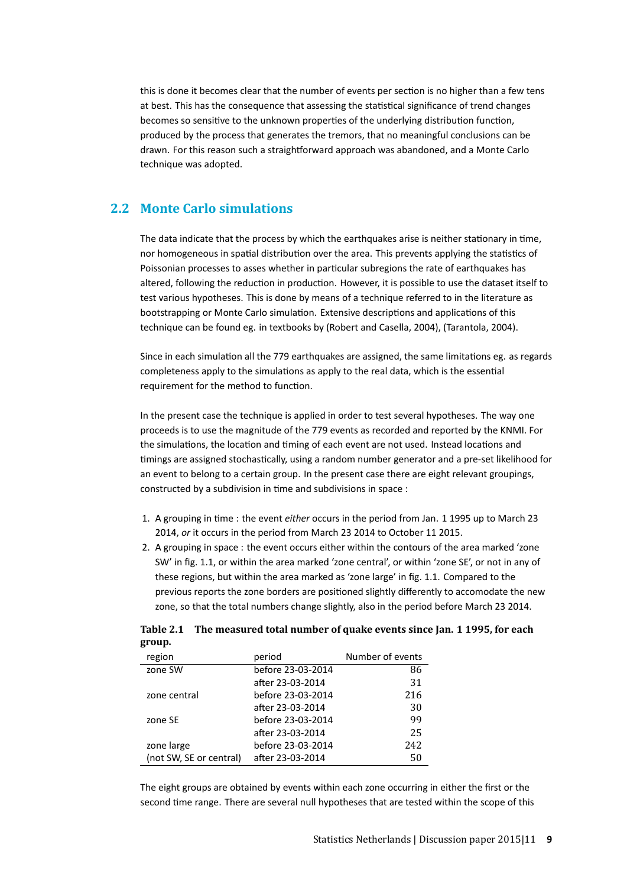this is done it becomes clear that the number of events per section is no higher than a few tens at best. This has the consequence that assessing the statistical significance of trend changes becomes so sensitive to the unknown properties of the underlying distribution function, produced by the process that generates the tremors, that no meaningful conclusions can be drawn. For this reason such a straightforward approach was abandoned, and a Monte Carlo technique was adopted.

## 2.2 Monte Carlo simulations

The data indicate that the process by which the earthquakes arise is neither stationary in time, nor homogeneous in spatial distribution over the area. This prevents applying the statistics of Poissonian processes to asses whether in particular subregions the rate of earthquakes has altered, following the reduction in production. However, it is possible to use the dataset itself to test various hypotheses. This is done by means of a technique referred to in the literature as bootstrapping or Monte Carlo simulation. Extensive descriptions and applications of this technique can be found eg. in textbooks by (Robert and Casella, 2004), (Tarantola, 2004).

Since in each simulation all the 779 earthquakes are assigned, the same limitations eg. as regards completeness apply to the simulations as apply to the real data, which is the essential requirement for the method to function.

In the present case the technique is applied in order to test several hypotheses. The way one proceeds is to use the magnitude of the 779 events as recorded and reported by the KNMI. For the simulations, the location and timing of each event are not used. Instead locations and timings are assigned stochastically, using a random number generator and a pre-set likelihood for an event to belong to a certain group. In the present case there are eight relevant groupings, constructed by a subdivision in time and subdivisions in space :

1. A grouping in time : the event *either* occurs in the period from Jan. 1 1995 up to March 23 2014, *or* it occurs in the period from March 23 2014 to October 11 2015.
2. A grouping in space : the event occurs either within the contours of the area marked 'zone SW' in fig. 1.1, or within the area marked 'zone central', or within 'zone SE', or not in any of these regions, but within the area marked as 'zone large' in fig. 1.1. Compared to the previous reports the zone borders are positioned slightly differently to accomodate the new zone, so that the total numbers change slightly, also in the period before March 23 2014.

**Table 2.1 The measured total number of quake events since Jan. 1 1995, for each group.**

| region | period | Number of events |
|---|---|---|
| zone SW | before 23-03-2014 | 86 |
| | after 23-03-2014 | 31 |
| zone central | before 23-03-2014 | 216 |
| | after 23-03-2014 | 30 |
| zone SE | before 23-03-2014 | 99 |
| | after 23-03-2014 | 25 |
| zone large | before 23-03-2014 | 242 |
| (not SW, SE or central) | after 23-03-2014 | 50 |

The eight groups are obtained by events within each zone occurring in either the first or the second time range. There are several null hypotheses that are tested within the scope of this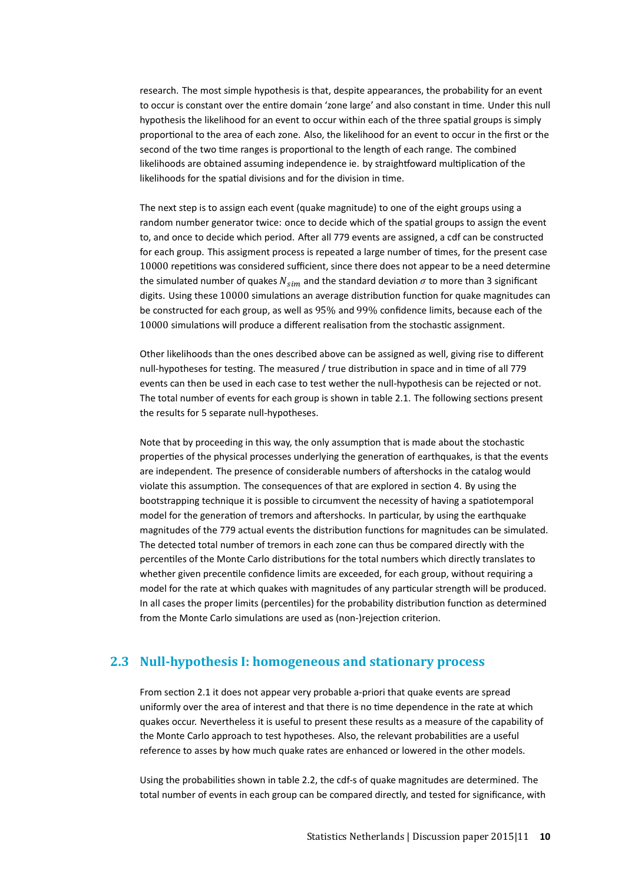research. The most simple hypothesis is that, despite appearances, the probability for an event to occur is constant over the entire domain 'zone large' and also constant in time. Under this null hypothesis the likelihood for an event to occur within each of the three spatial groups is simply proportional to the area of each zone. Also, the likelihood for an event to occur in the first or the second of the two time ranges is proportional to the length of each range. The combined likelihoods are obtained assuming independence ie. by straightfoward multiplication of the likelihoods for the spatial divisions and for the division in time.

The next step is to assign each event (quake magnitude) to one of the eight groups using a random number generator twice: once to decide which of the spatial groups to assign the event to, and once to decide which period. After all 779 events are assigned, a cdf can be constructed for each group. This assigment process is repeated a large number of times, for the present case 10000 repetitions was considered sufficient, since there does not appear to be a need determine the simulated number of quakes $N_{sim}$ and the standard deviation $\sigma$ to more than 3 significant digits. Using these 10000 simulations an average distribution function for quake magnitudes can be constructed for each group, as well as 95% and 99% confidence limits, because each of the 10000 simulations will produce a different realisation from the stochastic assignment.

Other likelihoods than the ones described above can be assigned as well, giving rise to different null-hypotheses for testing. The measured / true distribution in space and in time of all 779 events can then be used in each case to test wether the null-hypothesis can be rejected or not. The total number of events for each group is shown in table 2.1. The following sections present the results for 5 separate null-hypotheses.

Note that by proceeding in this way, the only assumption that is made about the stochastic properties of the physical processes underlying the generation of earthquakes, is that the events are independent. The presence of considerable numbers of aftershocks in the catalog would violate this assumption. The consequences of that are explored in section 4. By using the bootstrapping technique it is possible to circumvent the necessity of having a spatiotemporal model for the generation of tremors and aftershocks. In particular, by using the earthquake magnitudes of the 779 actual events the distribution functions for magnitudes can be simulated. The detected total number of tremors in each zone can thus be compared directly with the percentiles of the Monte Carlo distributions for the total numbers which directly translates to whether given precentile confidence limits are exceeded, for each group, without requiring a model for the rate at which quakes with magnitudes of any particular strength will be produced. In all cases the proper limits (percentiles) for the probability distribution function as determined from the Monte Carlo simulations are used as (non-)rejection criterion.

## 2.3 Null-hypothesis I: homogeneous and stationary process

From section 2.1 it does not appear very probable a-priori that quake events are spread uniformly over the area of interest and that there is no time dependence in the rate at which quakes occur. Nevertheless it is useful to present these results as a measure of the capability of the Monte Carlo approach to test hypotheses. Also, the relevant probabilities are a useful reference to asses by how much quake rates are enhanced or lowered in the other models.

Using the probabilities shown in table 2.2, the cdf-s of quake magnitudes are determined. The total number of events in each group can be compared directly, and tested for significance, with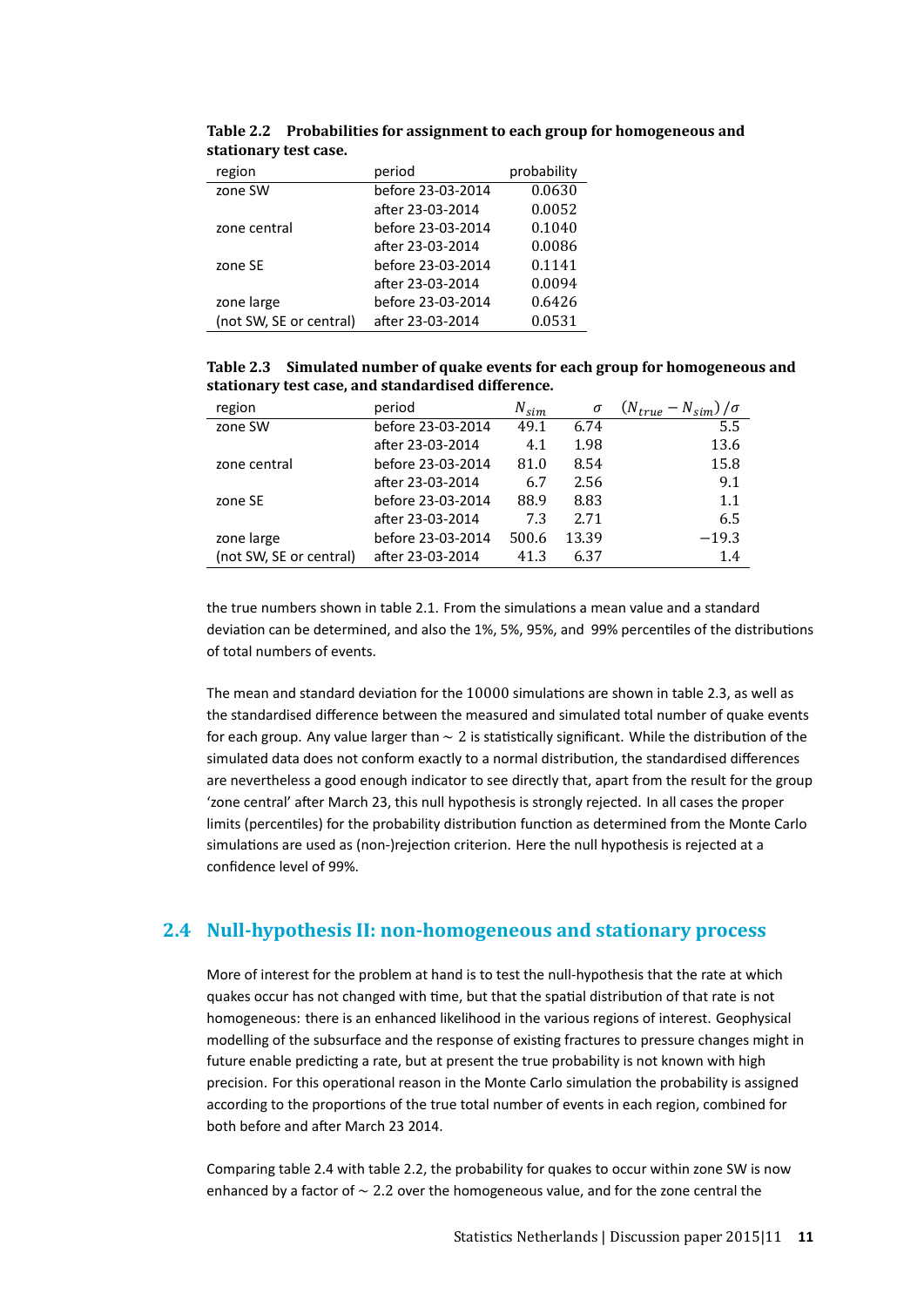**Table 2.2 Probabilities for assignment to each group for homogeneous and stationary test case.**

| region | period | probability |
|---|---|---|
| zone SW | before 23-03-2014 | 0.0630 |
| | after 23-03-2014 | 0.0052 |
| zone central | before 23-03-2014 | 0.1040 |
| | after 23-03-2014 | 0.0086 |
| zone SE | before 23-03-2014 | 0.1141 |
| | after 23-03-2014 | 0.0094 |
| zone large | before 23-03-2014 | 0.6426 |
| (not SW, SE or central) | after 23-03-2014 | 0.0531 |

**Table 2.3 Simulated number of quake events for each group for homogeneous and stationary test case, and standardised difference.**

| region | period | $N_{sim}$ | $\sigma$ | $(N_{true} - N_{sim})/\sigma$ |
|---|---|---|---|---|
| zone SW | before 23-03-2014 | 49.1 | 6.74 | 5.5 |
| | after 23-03-2014 | 4.1 | 1.98 | 13.6 |
| zone central | before 23-03-2014 | 81.0 | 8.54 | 15.8 |
| | after 23-03-2014 | 6.7 | 2.56 | 9.1 |
| zone SE | before 23-03-2014 | 88.9 | 8.83 | 1.1 |
| | after 23-03-2014 | 7.3 | 2.71 | 6.5 |
| zone large | before 23-03-2014 | 500.6 | 13.39 | −19.3 |
| (not SW, SE or central) | after 23-03-2014 | 41.3 | 6.37 | 1.4 |

the true numbers shown in table 2.1. From the simulations a mean value and a standard deviation can be determined, and also the 1%, 5%, 95%, and 99% percentiles of the distributions of total numbers of events.

The mean and standard deviation for the 10000 simulations are shown in table 2.3, as well as the standardised difference between the measured and simulated total number of quake events for each group. Any value larger than $\sim 2$ is statistically significant. While the distribution of the simulated data does not conform exactly to a normal distribution, the standardised differences are nevertheless a good enough indicator to see directly that, apart from the result for the group 'zone central' after March 23, this null hypothesis is strongly rejected. In all cases the proper limits (percentiles) for the probability distribution function as determined from the Monte Carlo simulations are used as (non-)rejection criterion. Here the null hypothesis is rejected at a confidence level of 99%.

## 2.4 Null-hypothesis II: non-homogeneous and stationary process

More of interest for the problem at hand is to test the null-hypothesis that the rate at which quakes occur has not changed with time, but that the spatial distribution of that rate is not homogeneous: there is an enhanced likelihood in the various regions of interest. Geophysical modelling of the subsurface and the response of existing fractures to pressure changes might in future enable predicting a rate, but at present the true probability is not known with high precision. For this operational reason in the Monte Carlo simulation the probability is assigned according to the proportions of the true total number of events in each region, combined for both before and after March 23 2014.

Comparing table 2.4 with table 2.2, the probability for quakes to occur within zone SW is now enhanced by a factor of $\sim 2.2$ over the homogeneous value, and for the zone central the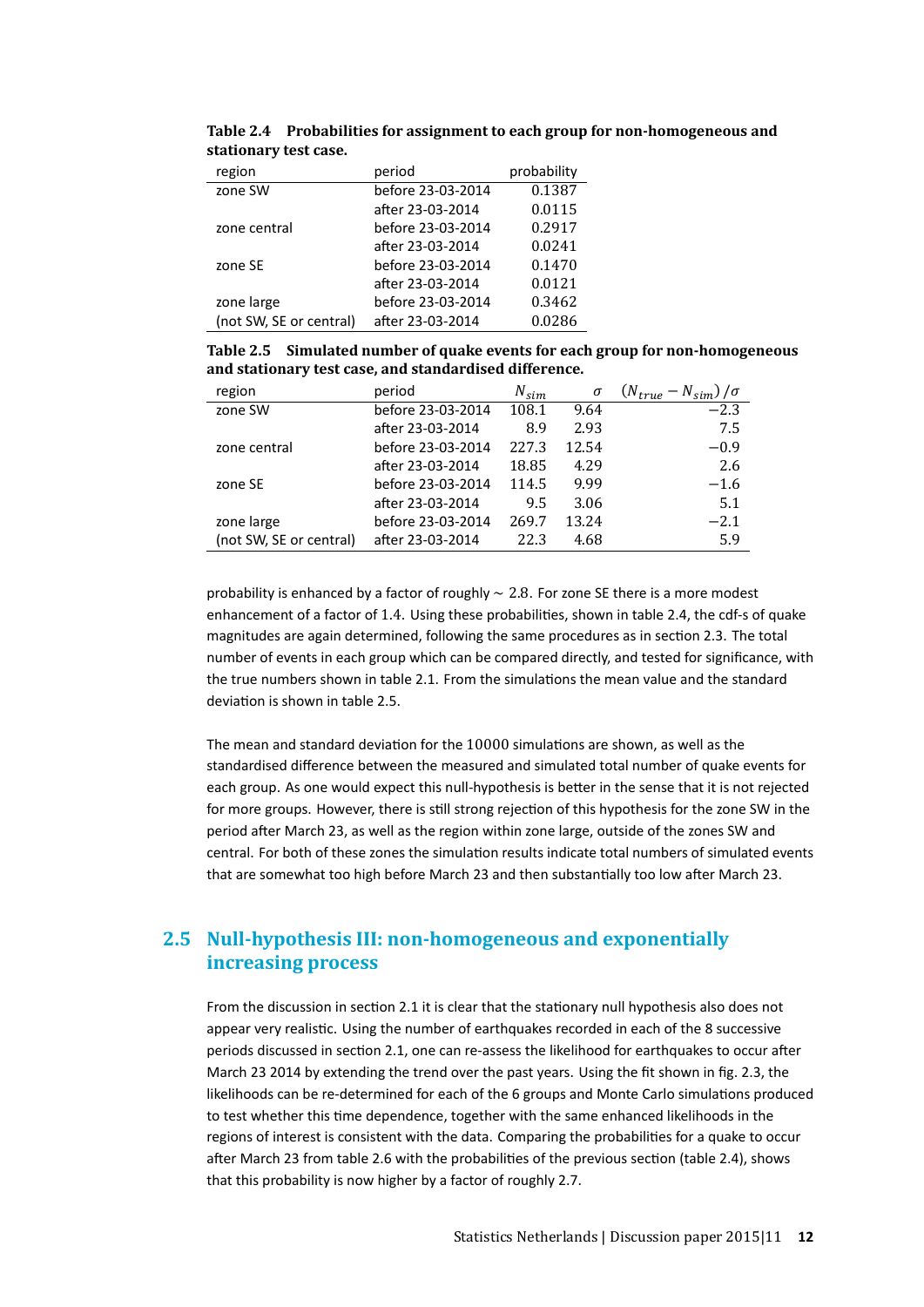**Table 2.4 Probabilities for assignment to each group for non-homogeneous and stationary test case.**

| region | period | probability |
|---|---|---|
| zone SW | before 23-03-2014 | 0.1387 |
| | after 23-03-2014 | 0.0115 |
| zone central | before 23-03-2014 | 0.2917 |
| | after 23-03-2014 | 0.0241 |
| zone SE | before 23-03-2014 | 0.1470 |
| | after 23-03-2014 | 0.0121 |
| zone large | before 23-03-2014 | 0.3462 |
| (not SW, SE or central) | after 23-03-2014 | 0.0286 |

**Table 2.5 Simulated number of quake events for each group for non-homogeneous and stationary test case, and standardised difference.**

| region | period | $N_{sim}$ | $\sigma$ | $(N_{true} - N_{sim})/\sigma$ |
|---|---|---|---|---|
| zone SW | before 23-03-2014 | 108.1 | 9.64 | $-2.3$ |
| | after 23-03-2014 | 8.9 | 2.93 | 7.5 |
| zone central | before 23-03-2014 | 227.3 | 12.54 | $-0.9$ |
| | after 23-03-2014 | 18.85 | 4.29 | 2.6 |
| zone SE | before 23-03-2014 | 114.5 | 9.99 | $-1.6$ |
| | after 23-03-2014 | 9.5 | 3.06 | 5.1 |
| zone large | before 23-03-2014 | 269.7 | 13.24 | $-2.1$ |
| (not SW, SE or central) | after 23-03-2014 | 22.3 | 4.68 | 5.9 |

probability is enhanced by a factor of roughly $\sim 2.8$. For zone SE there is a more modest enhancement of a factor of 1.4. Using these probabilities, shown in table 2.4, the cdf-s of quake magnitudes are again determined, following the same procedures as in section 2.3. The total number of events in each group which can be compared directly, and tested for significance, with the true numbers shown in table 2.1. From the simulations the mean value and the standard deviation is shown in table 2.5.

The mean and standard deviation for the 10000 simulations are shown, as well as the standardised difference between the measured and simulated total number of quake events for each group. As one would expect this null-hypothesis is better in the sense that it is not rejected for more groups. However, there is still strong rejection of this hypothesis for the zone SW in the period after March 23, as well as the region within zone large, outside of the zones SW and central. For both of these zones the simulation results indicate total numbers of simulated events that are somewhat too high before March 23 and then substantially too low after March 23.

## 2.5 Null-hypothesis III: non-homogeneous and exponentially increasing process

From the discussion in section 2.1 it is clear that the stationary null hypothesis also does not appear very realistic. Using the number of earthquakes recorded in each of the 8 successive periods discussed in section 2.1, one can re-assess the likelihood for earthquakes to occur after March 23 2014 by extending the trend over the past years. Using the fit shown in fig. 2.3, the likelihoods can be re-determined for each of the 6 groups and Monte Carlo simulations produced to test whether this time dependence, together with the same enhanced likelihoods in the regions of interest is consistent with the data. Comparing the probabilities for a quake to occur after March 23 from table 2.6 with the probabilities of the previous section (table 2.4), shows that this probability is now higher by a factor of roughly 2.7.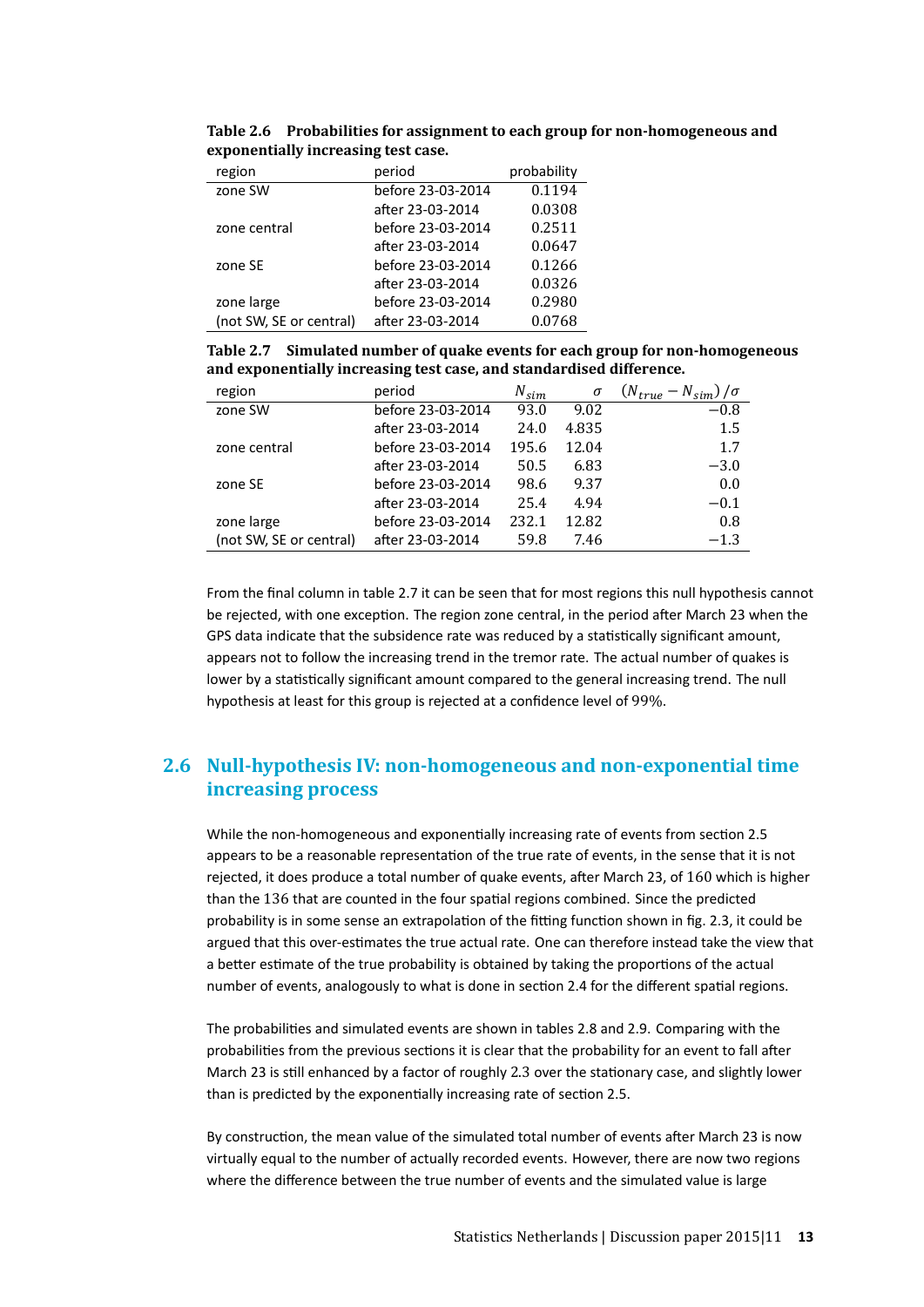**Table 2.6 Probabilities for assignment to each group for non-homogeneous and exponentially increasing test case.**

| region | period | probability |
|---|---|---|
| zone SW | before 23-03-2014 | 0.1194 |
| | after 23-03-2014 | 0.0308 |
| zone central | before 23-03-2014 | 0.2511 |
| | after 23-03-2014 | 0.0647 |
| zone SE | before 23-03-2014 | 0.1266 |
| | after 23-03-2014 | 0.0326 |
| zone large | before 23-03-2014 | 0.2980 |
| (not SW, SE or central) | after 23-03-2014 | 0.0768 |

**Table 2.7 Simulated number of quake events for each group for non-homogeneous and exponentially increasing test case, and standardised difference.**

| region | period | $N_{sim}$ | $\sigma$ | $(N_{true} - N_{sim})/\sigma$ |
|---|---|---|---|---|
| zone SW | before 23-03-2014 | 93.0 | 9.02 | −0.8 |
| | after 23-03-2014 | 24.0 | 4.835 | 1.5 |
| zone central | before 23-03-2014 | 195.6 | 12.04 | 1.7 |
| | after 23-03-2014 | 50.5 | 6.83 | −3.0 |
| zone SE | before 23-03-2014 | 98.6 | 9.37 | 0.0 |
| | after 23-03-2014 | 25.4 | 4.94 | −0.1 |
| zone large | before 23-03-2014 | 232.1 | 12.82 | 0.8 |
| (not SW, SE or central) | after 23-03-2014 | 59.8 | 7.46 | −1.3 |

From the final column in table 2.7 it can be seen that for most regions this null hypothesis cannot be rejected, with one exception. The region zone central, in the period after March 23 when the GPS data indicate that the subsidence rate was reduced by a statistically significant amount, appears not to follow the increasing trend in the tremor rate. The actual number of quakes is lower by a statistically significant amount compared to the general increasing trend. The null hypothesis at least for this group is rejected at a confidence level of 99%.

## 2.6 Null-hypothesis IV: non-homogeneous and non-exponential time increasing process

While the non-homogeneous and exponentially increasing rate of events from section 2.5 appears to be a reasonable representation of the true rate of events, in the sense that it is not rejected, it does produce a total number of quake events, after March 23, of 160 which is higher than the 136 that are counted in the four spatial regions combined. Since the predicted probability is in some sense an extrapolation of the fitting function shown in fig. 2.3, it could be argued that this over-estimates the true actual rate. One can therefore instead take the view that a better estimate of the true probability is obtained by taking the proportions of the actual number of events, analogously to what is done in section 2.4 for the different spatial regions.

The probabilities and simulated events are shown in tables 2.8 and 2.9. Comparing with the probabilities from the previous sections it is clear that the probability for an event to fall after March 23 is still enhanced by a factor of roughly 2.3 over the stationary case, and slightly lower than is predicted by the exponentially increasing rate of section 2.5.

By construction, the mean value of the simulated total number of events after March 23 is now virtually equal to the number of actually recorded events. However, there are now two regions where the difference between the true number of events and the simulated value is large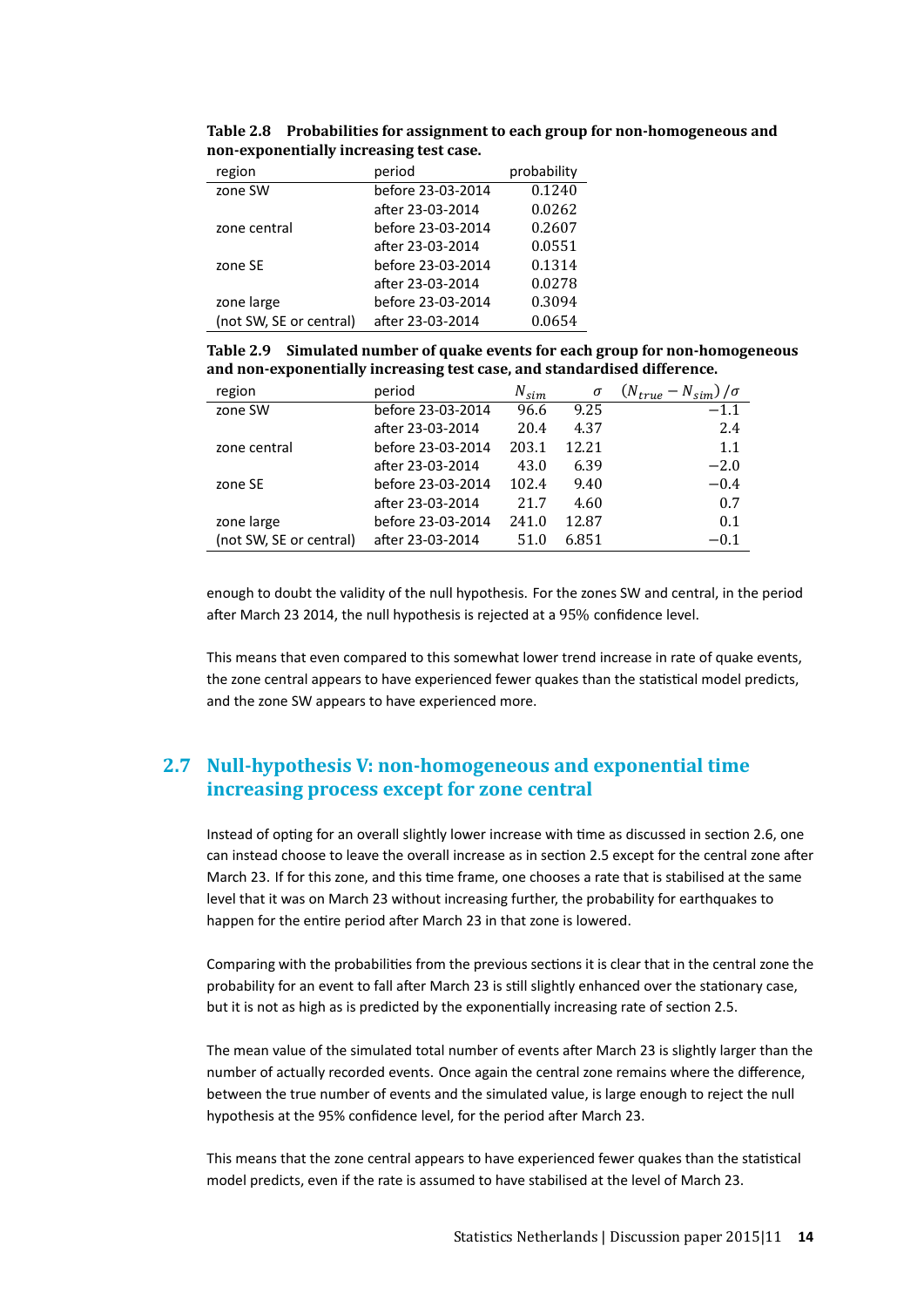**Table 2.8 Probabilities for assignment to each group for non-homogeneous and non-exponentially increasing test case.**

| region | period | probability |
|---|---|---|
| zone SW | before 23-03-2014 | 0.1240 |
| | after 23-03-2014 | 0.0262 |
| zone central | before 23-03-2014 | 0.2607 |
| | after 23-03-2014 | 0.0551 |
| zone SE | before 23-03-2014 | 0.1314 |
| | after 23-03-2014 | 0.0278 |
| zone large | before 23-03-2014 | 0.3094 |
| (not SW, SE or central) | after 23-03-2014 | 0.0654 |

**Table 2.9 Simulated number of quake events for each group for non-homogeneous and non-exponentially increasing test case, and standardised difference.**

| region | period | $N_{sim}$ | $\sigma$ | $(N_{true} - N_{sim})/\sigma$ |
|---|---|---|---|---|
| zone SW | before 23-03-2014 | 96.6 | 9.25 | $-1.1$ |
| | after 23-03-2014 | 20.4 | 4.37 | 2.4 |
| zone central | before 23-03-2014 | 203.1 | 12.21 | 1.1 |
| | after 23-03-2014 | 43.0 | 6.39 | $-2.0$ |
| zone SE | before 23-03-2014 | 102.4 | 9.40 | $-0.4$ |
| | after 23-03-2014 | 21.7 | 4.60 | 0.7 |
| zone large | before 23-03-2014 | 241.0 | 12.87 | 0.1 |
| (not SW, SE or central) | after 23-03-2014 | 51.0 | 6.851 | $-0.1$ |

enough to doubt the validity of the null hypothesis. For the zones SW and central, in the period after March 23 2014, the null hypothesis is rejected at a 95% confidence level.

This means that even compared to this somewhat lower trend increase in rate of quake events, the zone central appears to have experienced fewer quakes than the statistical model predicts, and the zone SW appears to have experienced more.

## 2.7 Null-hypothesis V: non-homogeneous and exponential time increasing process except for zone central

Instead of opting for an overall slightly lower increase with time as discussed in section 2.6, one can instead choose to leave the overall increase as in section 2.5 except for the central zone after March 23. If for this zone, and this time frame, one chooses a rate that is stabilised at the same level that it was on March 23 without increasing further, the probability for earthquakes to happen for the entire period after March 23 in that zone is lowered.

Comparing with the probabilities from the previous sections it is clear that in the central zone the probability for an event to fall after March 23 is still slightly enhanced over the stationary case, but it is not as high as is predicted by the exponentially increasing rate of section 2.5.

The mean value of the simulated total number of events after March 23 is slightly larger than the number of actually recorded events. Once again the central zone remains where the difference, between the true number of events and the simulated value, is large enough to reject the null hypothesis at the 95% confidence level, for the period after March 23.

This means that the zone central appears to have experienced fewer quakes than the statistical model predicts, even if the rate is assumed to have stabilised at the level of March 23.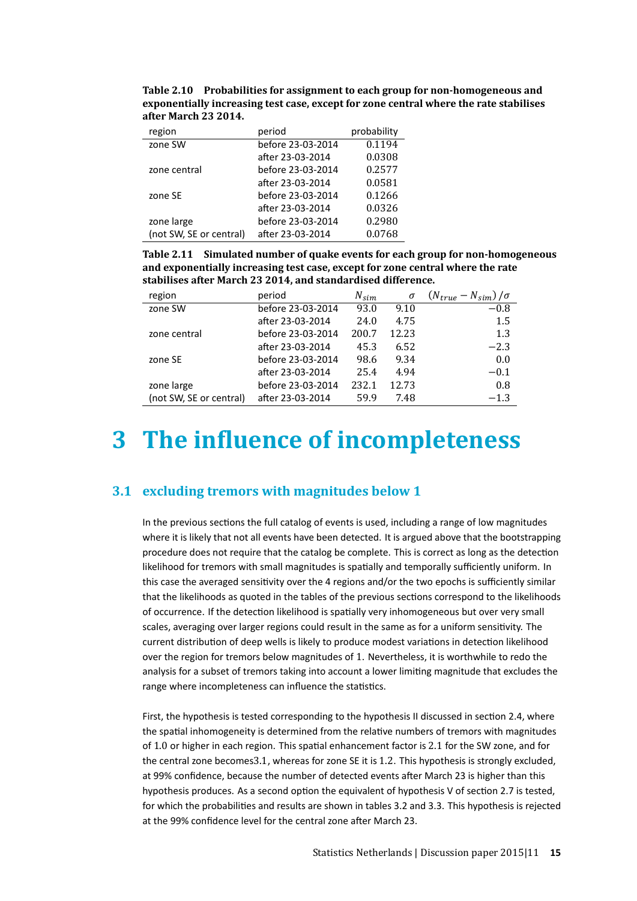**Table 2.10 Probabilities for assignment to each group for non-homogeneous and exponentially increasing test case, except for zone central where the rate stabilises after March 23 2014.**

| region | period | probability |
|---|---|---|
| zone SW | before 23-03-2014 | 0.1194 |
| | after 23-03-2014 | 0.0308 |
| zone central | before 23-03-2014 | 0.2577 |
| | after 23-03-2014 | 0.0581 |
| zone SE | before 23-03-2014 | 0.1266 |
| | after 23-03-2014 | 0.0326 |
| zone large | before 23-03-2014 | 0.2980 |
| (not SW, SE or central) | after 23-03-2014 | 0.0768 |

**Table 2.11 Simulated number of quake events for each group for non-homogeneous and exponentially increasing test case, except for zone central where the rate stabilises after March 23 2014, and standardised difference.**

| region | period | $N_{sim}$ | $\sigma$ | $(N_{true} - N_{sim})/\sigma$ |
|---|---|---|---|---|
| zone SW | before 23-03-2014 | 93.0 | 9.10 | −0.8 |
| | after 23-03-2014 | 24.0 | 4.75 | 1.5 |
| zone central | before 23-03-2014 | 200.7 | 12.23 | 1.3 |
| | after 23-03-2014 | 45.3 | 6.52 | −2.3 |
| zone SE | before 23-03-2014 | 98.6 | 9.34 | 0.0 |
| | after 23-03-2014 | 25.4 | 4.94 | −0.1 |
| zone large | before 23-03-2014 | 232.1 | 12.73 | 0.8 |
| (not SW, SE or central) | after 23-03-2014 | 59.9 | 7.48 | −1.3 |

# 3 The influence of incompleteness

## 3.1 excluding tremors with magnitudes below 1

In the previous sections the full catalog of events is used, including a range of low magnitudes where it is likely that not all events have been detected. It is argued above that the bootstrapping procedure does not require that the catalog be complete. This is correct as long as the detection likelihood for tremors with small magnitudes is spatially and temporally sufficiently uniform. In this case the averaged sensitivity over the 4 regions and/or the two epochs is sufficiently similar that the likelihoods as quoted in the tables of the previous sections correspond to the likelihoods of occurrence. If the detection likelihood is spatially very inhomogeneous but over very small scales, averaging over larger regions could result in the same as for a uniform sensitivity. The current distribution of deep wells is likely to produce modest variations in detection likelihood over the region for tremors below magnitudes of 1. Nevertheless, it is worthwhile to redo the analysis for a subset of tremors taking into account a lower limiting magnitude that excludes the range where incompleteness can influence the statistics.

First, the hypothesis is tested corresponding to the hypothesis II discussed in section 2.4, where the spatial inhomogeneity is determined from the relative numbers of tremors with magnitudes of 1.0 or higher in each region. This spatial enhancement factor is 2.1 for the SW zone, and for the central zone becomes3.1, whereas for zone SE it is 1.2. This hypothesis is strongly excluded, at 99% confidence, because the number of detected events after March 23 is higher than this hypothesis produces. As a second option the equivalent of hypothesis V of section 2.7 is tested, for which the probabilities and results are shown in tables 3.2 and 3.3. This hypothesis is rejected at the 99% confidence level for the central zone after March 23.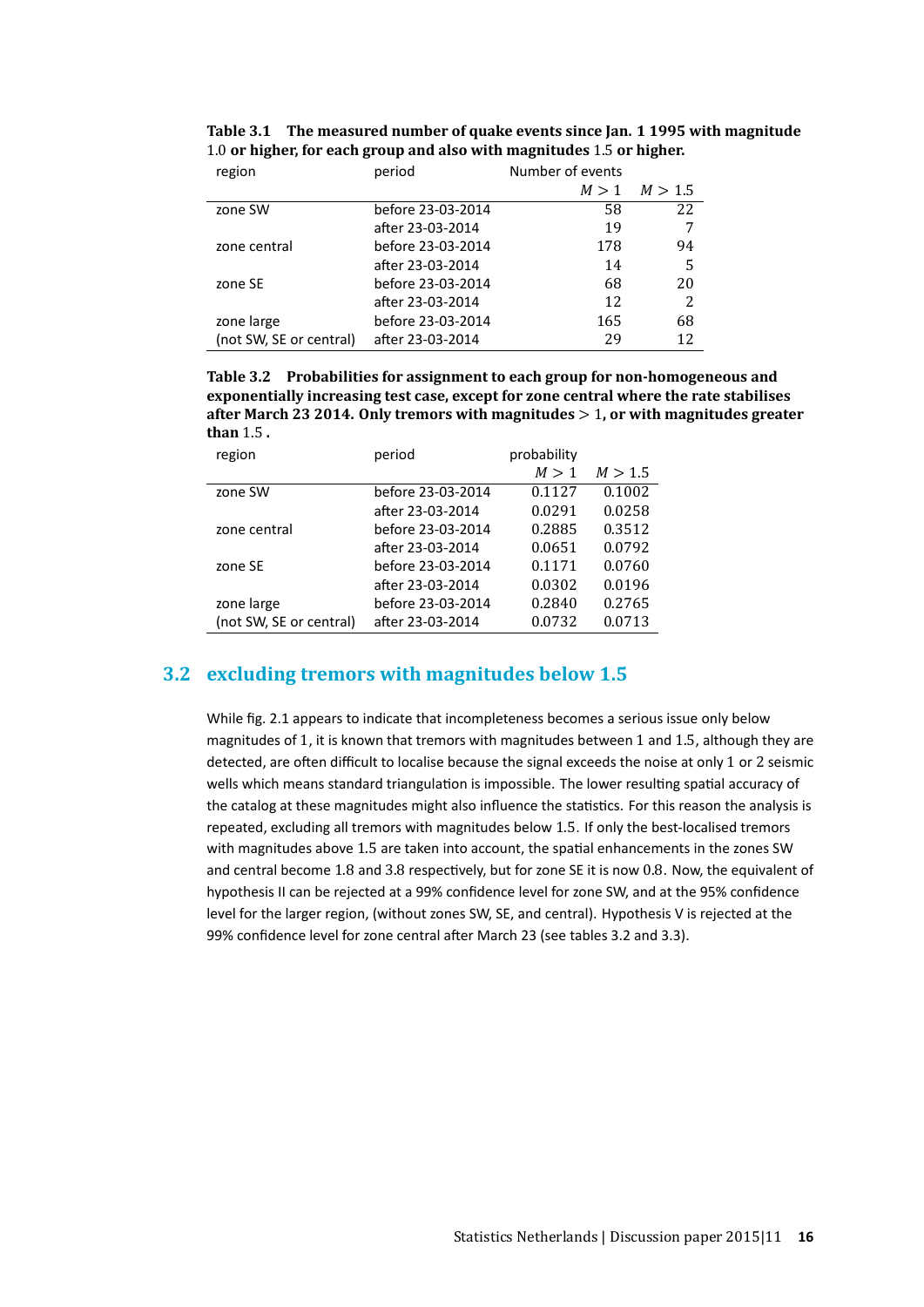**Table 3.1 The measured number of quake events since Jan. 1 1995 with magnitude 1.0 or higher, for each group and also with magnitudes 1.5 or higher.**

| region | period | Number of events | |
|---|---|---|---|
| | | $M > 1$ | $M > 1.5$ |
| zone SW | before 23-03-2014 | 58 | 22 |
| | after 23-03-2014 | 19 | 7 |
| zone central | before 23-03-2014 | 178 | 94 |
| | after 23-03-2014 | 14 | 5 |
| zone SE | before 23-03-2014 | 68 | 20 |
| | after 23-03-2014 | 12 | 2 |
| zone large | before 23-03-2014 | 165 | 68 |
| (not SW, SE or central) | after 23-03-2014 | 29 | 12 |

**Table 3.2 Probabilities for assignment to each group for non-homogeneous and exponentially increasing test case, except for zone central where the rate stabilises after March 23 2014. Only tremors with magnitudes $> 1$, or with magnitudes greater than 1.5 .**

| region | period | probability | |
|---|---|---|---|
| | | $M > 1$ | $M > 1.5$ |
| zone SW | before 23-03-2014 | 0.1127 | 0.1002 |
| | after 23-03-2014 | 0.0291 | 0.0258 |
| zone central | before 23-03-2014 | 0.2885 | 0.3512 |
| | after 23-03-2014 | 0.0651 | 0.0792 |
| zone SE | before 23-03-2014 | 0.1171 | 0.0760 |
| | after 23-03-2014 | 0.0302 | 0.0196 |
| zone large | before 23-03-2014 | 0.2840 | 0.2765 |
| (not SW, SE or central) | after 23-03-2014 | 0.0732 | 0.0713 |

## 3.2 excluding tremors with magnitudes below 1.5

While fig. 2.1 appears to indicate that incompleteness becomes a serious issue only below magnitudes of 1, it is known that tremors with magnitudes between 1 and 1.5, although they are detected, are often difficult to localise because the signal exceeds the noise at only 1 or 2 seismic wells which means standard triangulation is impossible. The lower resulting spatial accuracy of the catalog at these magnitudes might also influence the statistics. For this reason the analysis is repeated, excluding all tremors with magnitudes below 1.5. If only the best-localised tremors with magnitudes above 1.5 are taken into account, the spatial enhancements in the zones SW and central become 1.8 and 3.8 respectively, but for zone SE it is now 0.8. Now, the equivalent of hypothesis II can be rejected at a 99% confidence level for zone SW, and at the 95% confidence level for the larger region, (without zones SW, SE, and central). Hypothesis V is rejected at the 99% confidence level for zone central after March 23 (see tables 3.2 and 3.3).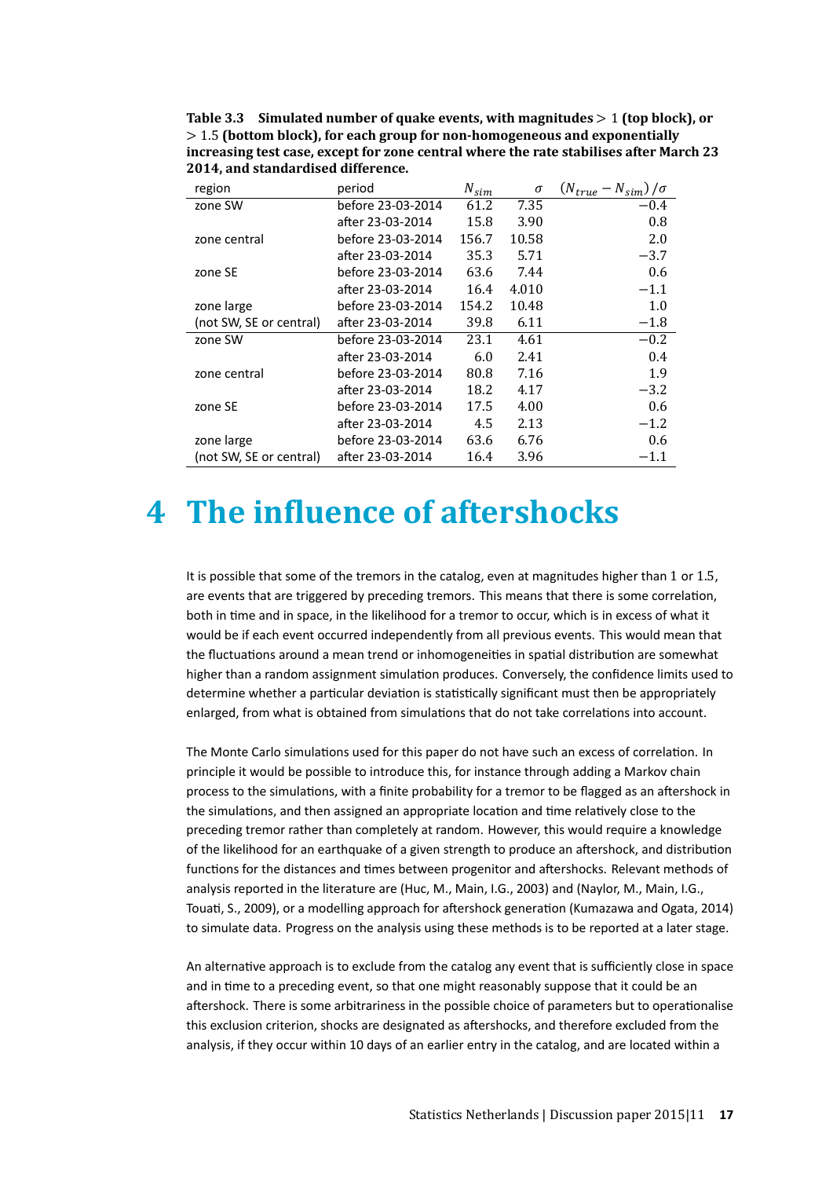**Table 3.3 Simulated number of quake events, with magnitudes $> 1$ (top block), or $> 1.5$ (bottom block), for each group for non-homogeneous and exponentially increasing test case, except for zone central where the rate stabilises after March 23 2014, and standardised difference.**

| region | period | $N_{sim}$ | $\sigma$ | $(N_{true} - N_{sim})/\sigma$ |
|---|---|---|---|---|
| zone SW | before 23-03-2014 | 61.2 | 7.35 | −0.4 |
| | after 23-03-2014 | 15.8 | 3.90 | 0.8 |
| zone central | before 23-03-2014 | 156.7 | 10.58 | 2.0 |
| | after 23-03-2014 | 35.3 | 5.71 | −3.7 |
| zone SE | before 23-03-2014 | 63.6 | 7.44 | 0.6 |
| | after 23-03-2014 | 16.4 | 4.010 | −1.1 |
| zone large | before 23-03-2014 | 154.2 | 10.48 | 1.0 |
| (not SW, SE or central) | after 23-03-2014 | 39.8 | 6.11 | −1.8 |
| zone SW | before 23-03-2014 | 23.1 | 4.61 | −0.2 |
| | after 23-03-2014 | 6.0 | 2.41 | 0.4 |
| zone central | before 23-03-2014 | 80.8 | 7.16 | 1.9 |
| | after 23-03-2014 | 18.2 | 4.17 | −3.2 |
| zone SE | before 23-03-2014 | 17.5 | 4.00 | 0.6 |
| | after 23-03-2014 | 4.5 | 2.13 | −1.2 |
| zone large | before 23-03-2014 | 63.6 | 6.76 | 0.6 |
| (not SW, SE or central) | after 23-03-2014 | 16.4 | 3.96 | −1.1 |

# 4 The influence of aftershocks

It is possible that some of the tremors in the catalog, even at magnitudes higher than 1 or 1.5, are events that are triggered by preceding tremors. This means that there is some correlation, both in time and in space, in the likelihood for a tremor to occur, which is in excess of what it would be if each event occurred independently from all previous events. This would mean that the fluctuations around a mean trend or inhomogeneities in spatial distribution are somewhat higher than a random assignment simulation produces. Conversely, the confidence limits used to determine whether a particular deviation is statistically significant must then be appropriately enlarged, from what is obtained from simulations that do not take correlations into account.

The Monte Carlo simulations used for this paper do not have such an excess of correlation. In principle it would be possible to introduce this, for instance through adding a Markov chain process to the simulations, with a finite probability for a tremor to be flagged as an aftershock in the simulations, and then assigned an appropriate location and time relatively close to the preceding tremor rather than completely at random. However, this would require a knowledge of the likelihood for an earthquake of a given strength to produce an aftershock, and distribution functions for the distances and times between progenitor and aftershocks. Relevant methods of analysis reported in the literature are (Huc, M., Main, I.G., 2003) and (Naylor, M., Main, I.G., Touati, S., 2009), or a modelling approach for aftershock generation (Kumazawa and Ogata, 2014) to simulate data. Progress on the analysis using these methods is to be reported at a later stage.

An alternative approach is to exclude from the catalog any event that is sufficiently close in space and in time to a preceding event, so that one might reasonably suppose that it could be an aftershock. There is some arbitrariness in the possible choice of parameters but to operationalise this exclusion criterion, shocks are designated as aftershocks, and therefore excluded from the analysis, if they occur within 10 days of an earlier entry in the catalog, and are located within a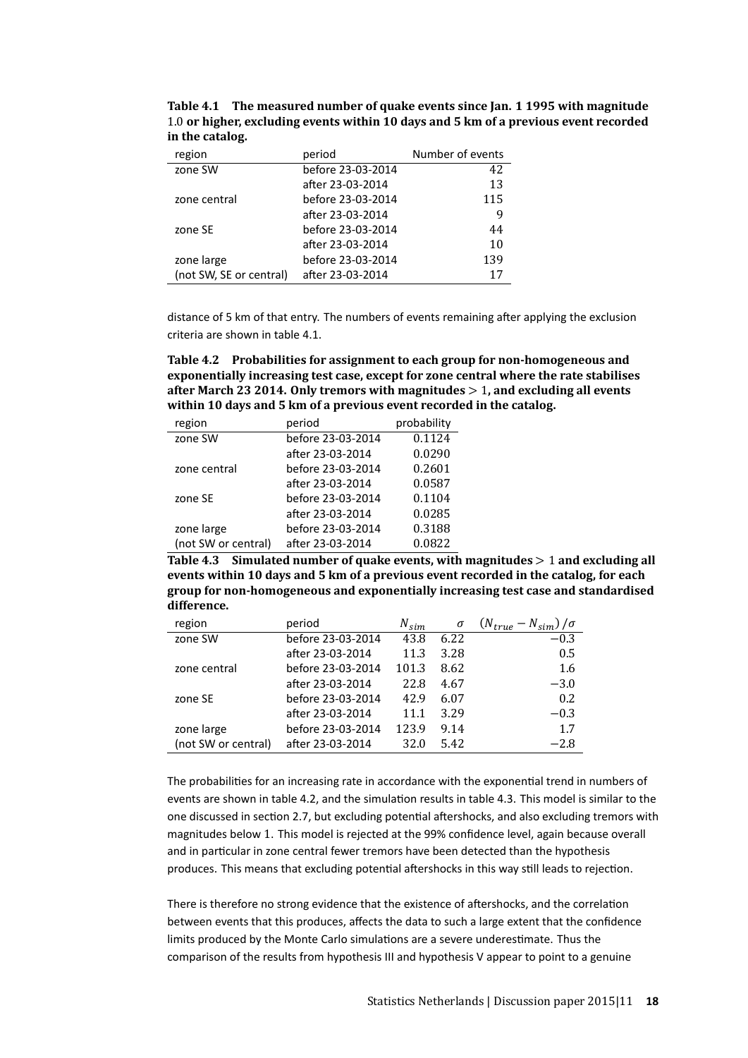**Table 4.1 The measured number of quake events since Jan. 1 1995 with magnitude 1.0 or higher, excluding events within 10 days and 5 km of a previous event recorded in the catalog.**

| region | period | Number of events |
|---|---|---|
| zone SW | before 23-03-2014 | 42 |
| | after 23-03-2014 | 13 |
| zone central | before 23-03-2014 | 115 |
| | after 23-03-2014 | 9 |
| zone SE | before 23-03-2014 | 44 |
| | after 23-03-2014 | 10 |
| zone large | before 23-03-2014 | 139 |
| (not SW, SE or central) | after 23-03-2014 | 17 |

distance of 5 km of that entry. The numbers of events remaining after applying the exclusion criteria are shown in table 4.1.

**Table 4.2 Probabilities for assignment to each group for non-homogeneous and exponentially increasing test case, except for zone central where the rate stabilises after March 23 2014. Only tremors with magnitudes $> 1$, and excluding all events within 10 days and 5 km of a previous event recorded in the catalog.**

| region | period | probability |
|---|---|---|
| zone SW | before 23-03-2014 | 0.1124 |
| | after 23-03-2014 | 0.0290 |
| zone central | before 23-03-2014 | 0.2601 |
| | after 23-03-2014 | 0.0587 |
| zone SE | before 23-03-2014 | 0.1104 |
| | after 23-03-2014 | 0.0285 |
| zone large | before 23-03-2014 | 0.3188 |
| (not SW or central) | after 23-03-2014 | 0.0822 |

**Table 4.3 Simulated number of quake events, with magnitudes $> 1$ and excluding all events within 10 days and 5 km of a previous event recorded in the catalog, for each group for non-homogeneous and exponentially increasing test case and standardised difference.**

| region | period | $N_{sim}$ | $\sigma$ | $(N_{true} - N_{sim})/\sigma$ |
|---|---|---|---|---|
| zone SW | before 23-03-2014 | 43.8 | 6.22 | −0.3 |
| | after 23-03-2014 | 11.3 | 3.28 | 0.5 |
| zone central | before 23-03-2014 | 101.3 | 8.62 | 1.6 |
| | after 23-03-2014 | 22.8 | 4.67 | −3.0 |
| zone SE | before 23-03-2014 | 42.9 | 6.07 | 0.2 |
| | after 23-03-2014 | 11.1 | 3.29 | −0.3 |
| zone large | before 23-03-2014 | 123.9 | 9.14 | 1.7 |
| (not SW or central) | after 23-03-2014 | 32.0 | 5.42 | −2.8 |

The probabilities for an increasing rate in accordance with the exponential trend in numbers of events are shown in table 4.2, and the simulation results in table 4.3. This model is similar to the one discussed in section 2.7, but excluding potential aftershocks, and also excluding tremors with magnitudes below 1. This model is rejected at the 99% confidence level, again because overall and in particular in zone central fewer tremors have been detected than the hypothesis produces. This means that excluding potential aftershocks in this way still leads to rejection.

There is therefore no strong evidence that the existence of aftershocks, and the correlation between events that this produces, affects the data to such a large extent that the confidence limits produced by the Monte Carlo simulations are a severe underestimate. Thus the comparison of the results from hypothesis III and hypothesis V appear to point to a genuine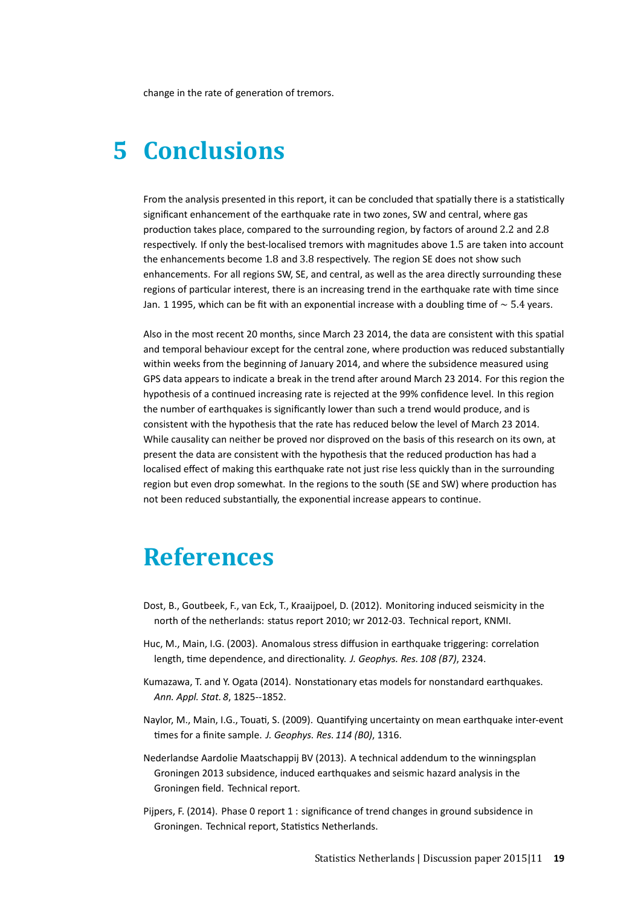change in the rate of generation of tremors.

# 5 Conclusions

From the analysis presented in this report, it can be concluded that spatially there is a statistically significant enhancement of the earthquake rate in two zones, SW and central, where gas production takes place, compared to the surrounding region, by factors of around 2.2 and 2.8 respectively. If only the best-localised tremors with magnitudes above 1.5 are taken into account the enhancements become 1.8 and 3.8 respectively. The region SE does not show such enhancements. For all regions SW, SE, and central, as well as the area directly surrounding these regions of particular interest, there is an increasing trend in the earthquake rate with time since Jan. 1 1995, which can be fit with an exponential increase with a doubling time of $\sim 5.4$ years.

Also in the most recent 20 months, since March 23 2014, the data are consistent with this spatial and temporal behaviour except for the central zone, where production was reduced substantially within weeks from the beginning of January 2014, and where the subsidence measured using GPS data appears to indicate a break in the trend after around March 23 2014. For this region the hypothesis of a continued increasing rate is rejected at the 99% confidence level. In this region the number of earthquakes is significantly lower than such a trend would produce, and is consistent with the hypothesis that the rate has reduced below the level of March 23 2014. While causality can neither be proved nor disproved on the basis of this research on its own, at present the data are consistent with the hypothesis that the reduced production has had a localised effect of making this earthquake rate not just rise less quickly than in the surrounding region but even drop somewhat. In the regions to the south (SE and SW) where production has not been reduced substantially, the exponential increase appears to continue.

# References

Dost, B., Goutbeek, F., van Eck, T., Kraaijpoel, D. (2012). Monitoring induced seismicity in the north of the netherlands: status report 2010; wr 2012-03. Technical report, KNMI.

Huc, M., Main, I.G. (2003). Anomalous stress diffusion in earthquake triggering: correlation length, time dependence, and directionality. *J. Geophys. Res. 108 (B7)*, 2324.

Kumazawa, T. and Y. Ogata (2014). Nonstationary etas models for nonstandard earthquakes. *Ann. Appl. Stat. 8*, 1825--1852.

Naylor, M., Main, I.G., Touati, S. (2009). Quantifying uncertainty on mean earthquake inter-event times for a finite sample. *J. Geophys. Res. 114 (B0)*, 1316.

Nederlandse Aardolie Maatschappij BV (2013). A technical addendum to the winningsplan Groningen 2013 subsidence, induced earthquakes and seismic hazard analysis in the Groningen field. Technical report.

Pijpers, F. (2014). Phase 0 report 1 : significance of trend changes in ground subsidence in Groningen. Technical report, Statistics Netherlands.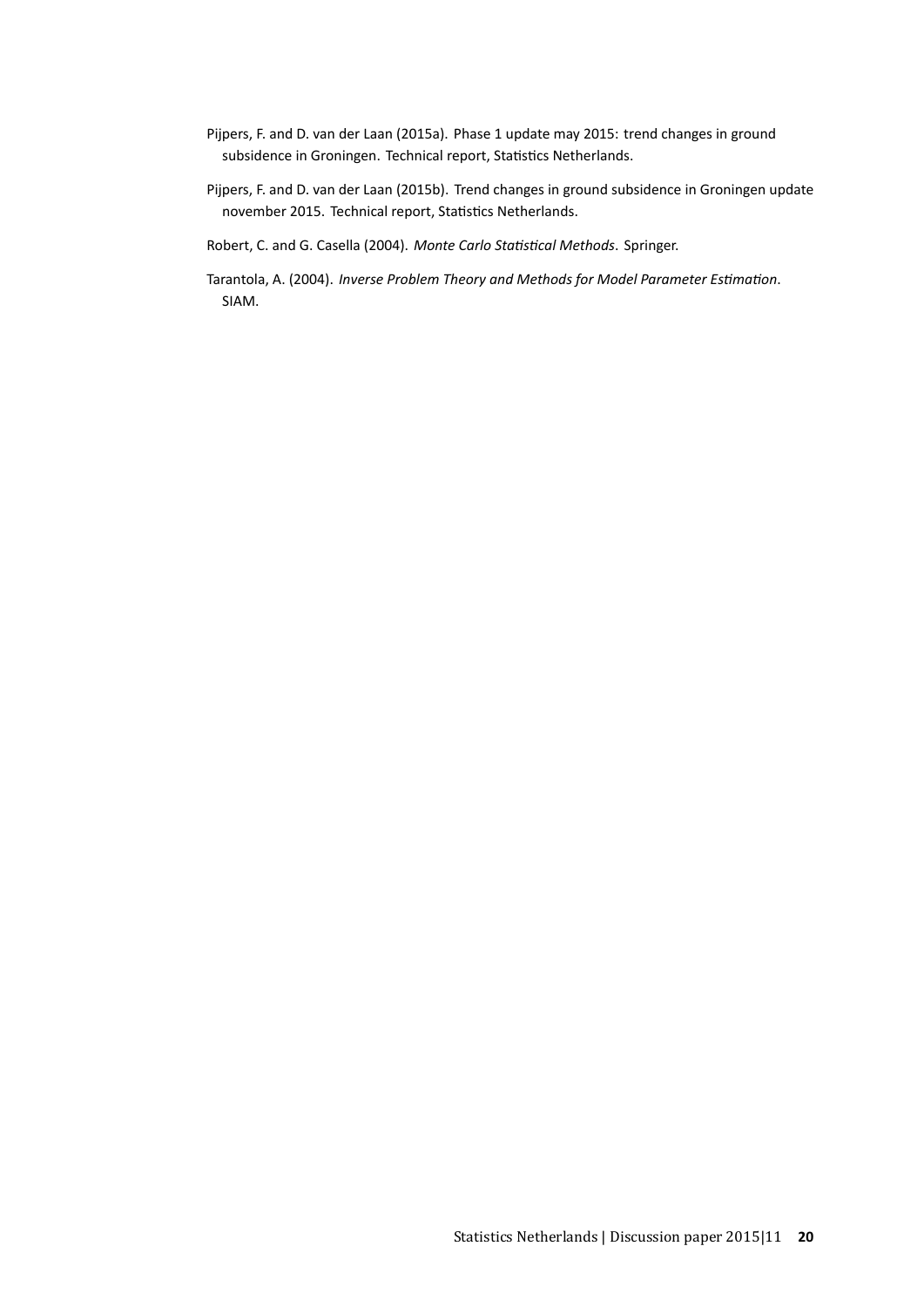Pijpers, F. and D. van der Laan (2015a). Phase 1 update may 2015: trend changes in ground subsidence in Groningen. Technical report, Statistics Netherlands.

Pijpers, F. and D. van der Laan (2015b). Trend changes in ground subsidence in Groningen update november 2015. Technical report, Statistics Netherlands.

Robert, C. and G. Casella (2004). *Monte Carlo Statistical Methods*. Springer.

Tarantola, A. (2004). *Inverse Problem Theory and Methods for Model Parameter Estimation*. SIAM.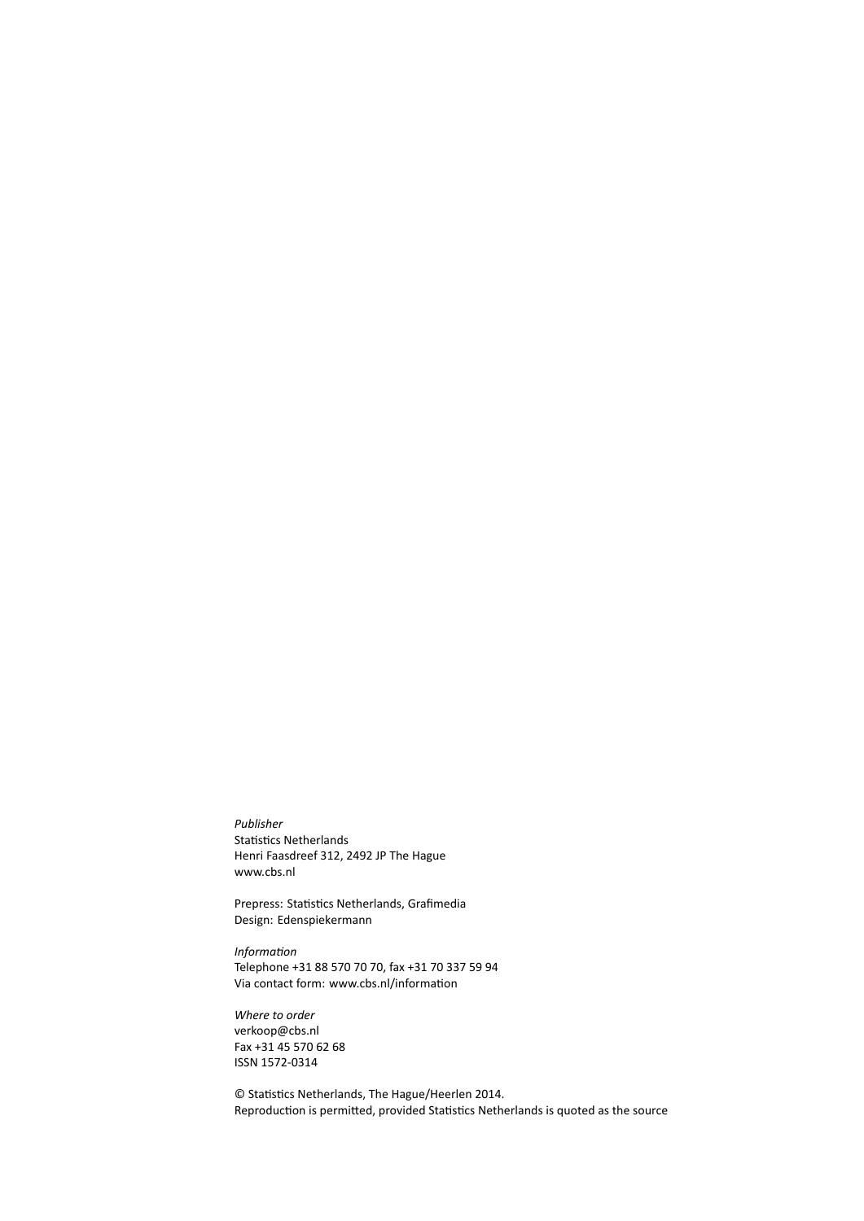*Publisher*
Statistics Netherlands
Henri Faasdreef 312, 2492 JP The Hague
www.cbs.nl

Prepress: Statistics Netherlands, Grafimedia
Design: Edenspiekermann

*Information*
Telephone +31 88 570 70 70, fax +31 70 337 59 94
Via contact form: www.cbs.nl/information

*Where to order*
verkoop@cbs.nl
Fax +31 45 570 62 68
ISSN 1572-0314

© Statistics Netherlands, The Hague/Heerlen 2014.
Reproduction is permitted, provided Statistics Netherlands is quoted as the source